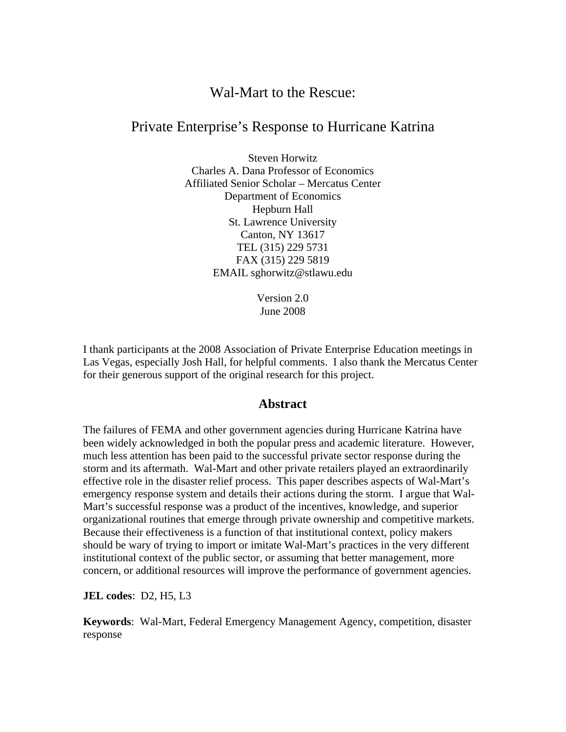# Wal-Mart to the Rescue:

## Private Enterprise's Response to Hurricane Katrina

Steven Horwitz
Charles A. Dana Professor of Economics
Affiliated Senior Scholar – Mercatus Center
Department of Economics
Hepburn Hall
St. Lawrence University
Canton, NY 13617
TEL (315) 229 5731
FAX (315) 229 5819
EMAIL sghorwitz@stlawu.edu

Version 2.0
June 2008

I thank participants at the 2008 Association of Private Enterprise Education meetings in Las Vegas, especially Josh Hall, for helpful comments. I also thank the Mercatus Center for their generous support of the original research for this project.

## Abstract

The failures of FEMA and other government agencies during Hurricane Katrina have been widely acknowledged in both the popular press and academic literature. However, much less attention has been paid to the successful private sector response during the storm and its aftermath. Wal-Mart and other private retailers played an extraordinarily effective role in the disaster relief process. This paper describes aspects of Wal-Mart's emergency response system and details their actions during the storm. I argue that Wal-Mart's successful response was a product of the incentives, knowledge, and superior organizational routines that emerge through private ownership and competitive markets. Because their effectiveness is a function of that institutional context, policy makers should be wary of trying to import or imitate Wal-Mart's practices in the very different institutional context of the public sector, or assuming that better management, more concern, or additional resources will improve the performance of government agencies.

**JEL codes**: D2, H5, L3

**Keywords**: Wal-Mart, Federal Emergency Management Agency, competition, disaster response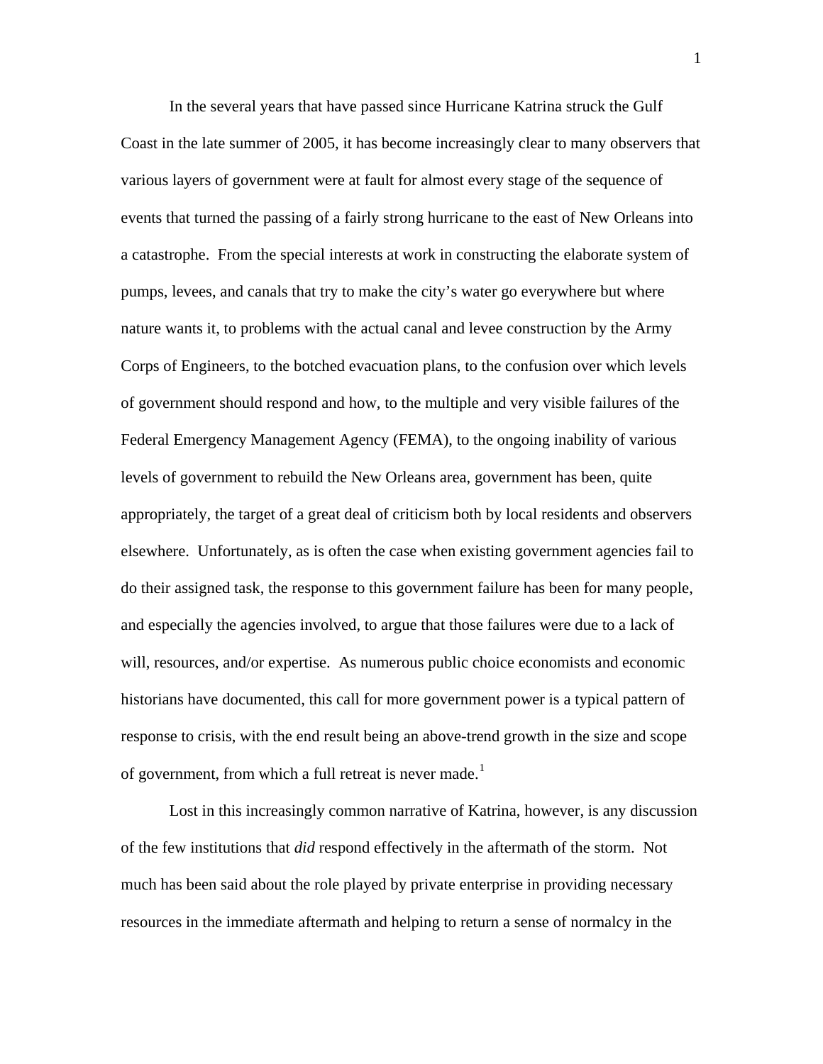In the several years that have passed since Hurricane Katrina struck the Gulf Coast in the late summer of 2005, it has become increasingly clear to many observers that various layers of government were at fault for almost every stage of the sequence of events that turned the passing of a fairly strong hurricane to the east of New Orleans into a catastrophe. From the special interests at work in constructing the elaborate system of pumps, levees, and canals that try to make the city's water go everywhere but where nature wants it, to problems with the actual canal and levee construction by the Army Corps of Engineers, to the botched evacuation plans, to the confusion over which levels of government should respond and how, to the multiple and very visible failures of the Federal Emergency Management Agency (FEMA), to the ongoing inability of various levels of government to rebuild the New Orleans area, government has been, quite appropriately, the target of a great deal of criticism both by local residents and observers elsewhere. Unfortunately, as is often the case when existing government agencies fail to do their assigned task, the response to this government failure has been for many people, and especially the agencies involved, to argue that those failures were due to a lack of will, resources, and/or expertise. As numerous public choice economists and economic historians have documented, this call for more government power is a typical pattern of response to crisis, with the end result being an above-trend growth in the size and scope of government, from which a full retreat is never made.[1]

Lost in this increasingly common narrative of Katrina, however, is any discussion of the few institutions that *did* respond effectively in the aftermath of the storm. Not much has been said about the role played by private enterprise in providing necessary resources in the immediate aftermath and helping to return a sense of normalcy in the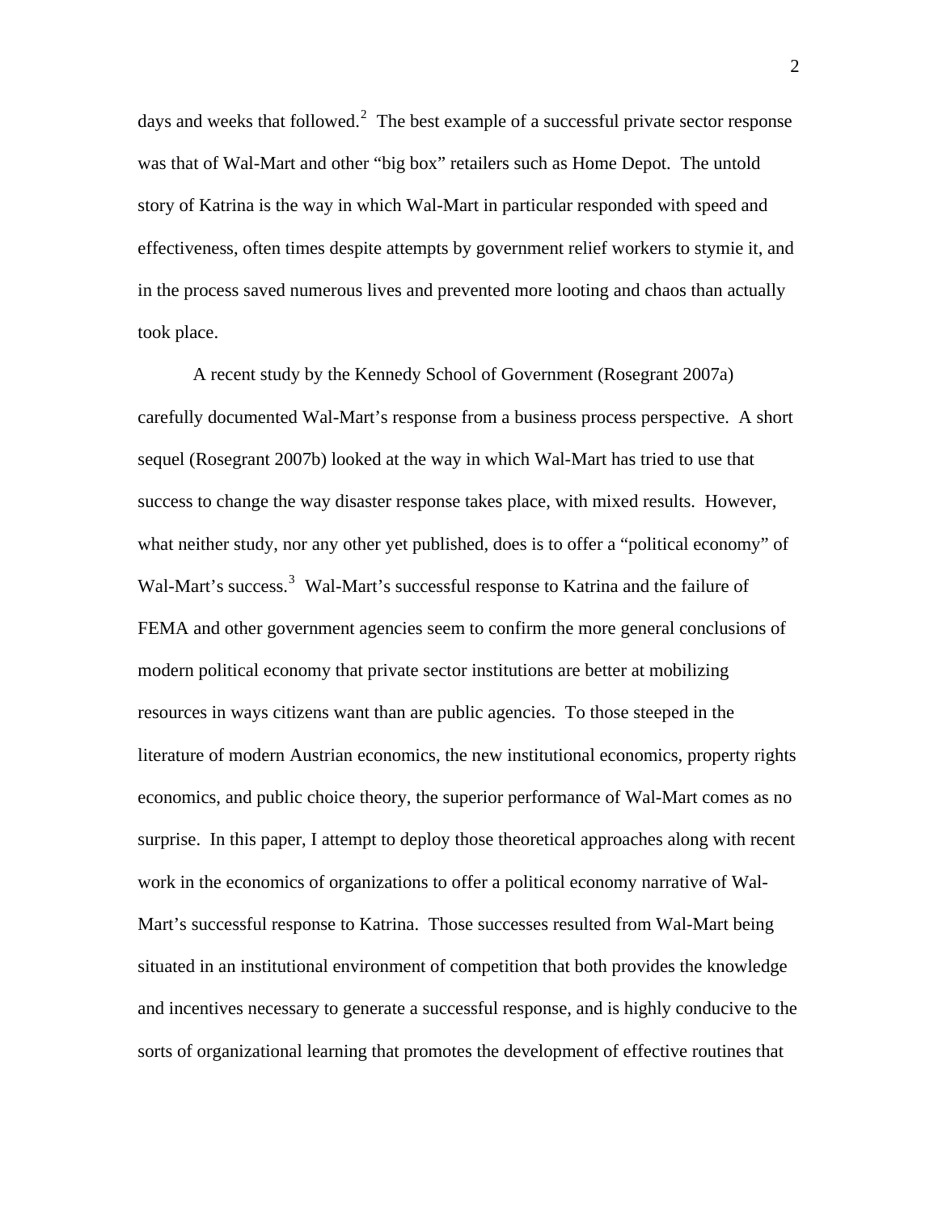days and weeks that followed.[2] The best example of a successful private sector response was that of Wal-Mart and other "big box" retailers such as Home Depot. The untold story of Katrina is the way in which Wal-Mart in particular responded with speed and effectiveness, often times despite attempts by government relief workers to stymie it, and in the process saved numerous lives and prevented more looting and chaos than actually took place.

A recent study by the Kennedy School of Government (Rosegrant 2007a) carefully documented Wal-Mart's response from a business process perspective. A short sequel (Rosegrant 2007b) looked at the way in which Wal-Mart has tried to use that success to change the way disaster response takes place, with mixed results. However, what neither study, nor any other yet published, does is to offer a "political economy" of Wal-Mart's success.[3] Wal-Mart's successful response to Katrina and the failure of FEMA and other government agencies seem to confirm the more general conclusions of modern political economy that private sector institutions are better at mobilizing resources in ways citizens want than are public agencies. To those steeped in the literature of modern Austrian economics, the new institutional economics, property rights economics, and public choice theory, the superior performance of Wal-Mart comes as no surprise. In this paper, I attempt to deploy those theoretical approaches along with recent work in the economics of organizations to offer a political economy narrative of Wal-Mart's successful response to Katrina. Those successes resulted from Wal-Mart being situated in an institutional environment of competition that both provides the knowledge and incentives necessary to generate a successful response, and is highly conducive to the sorts of organizational learning that promotes the development of effective routines that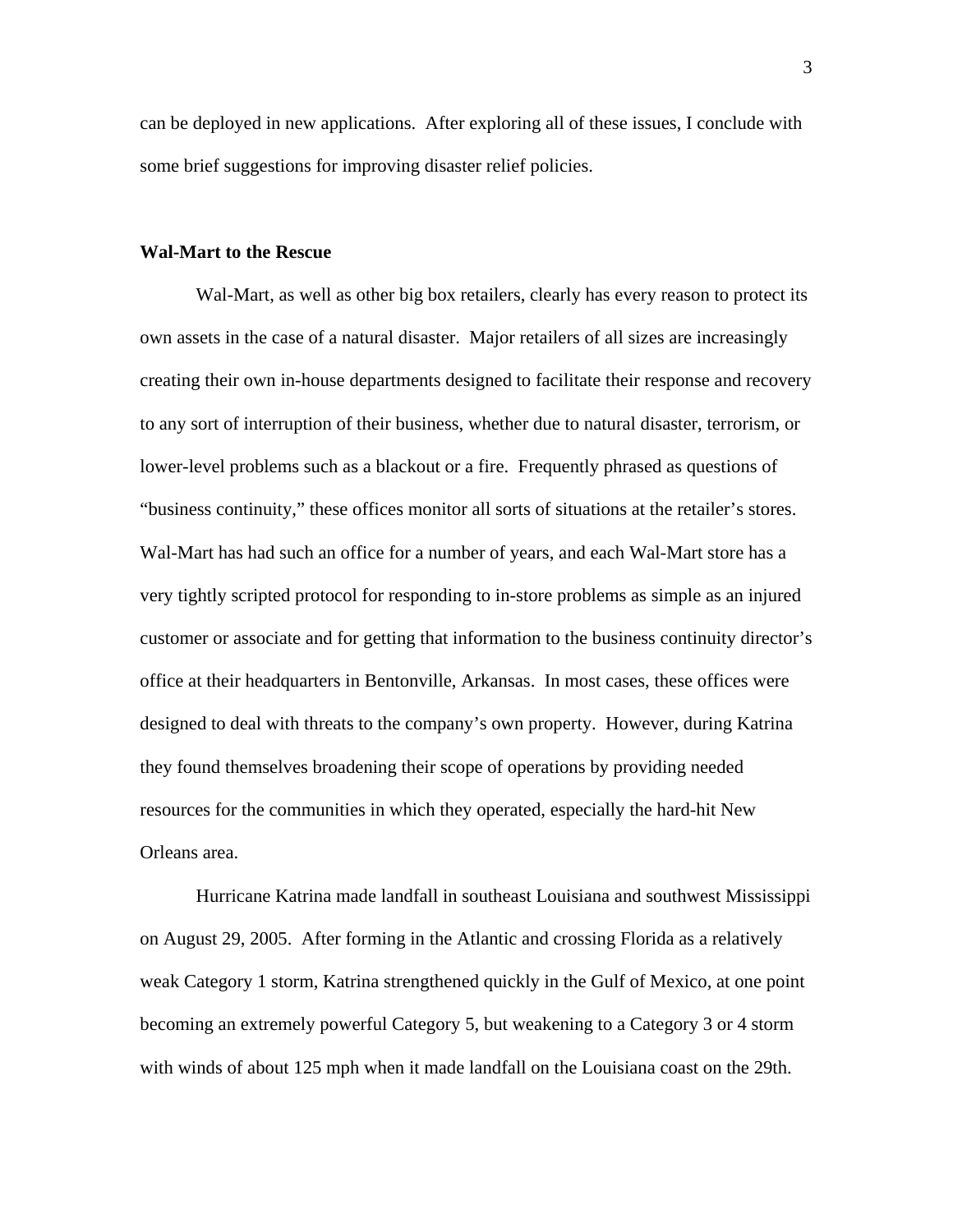can be deployed in new applications. After exploring all of these issues, I conclude with some brief suggestions for improving disaster relief policies.

**Wal-Mart to the Rescue**

Wal-Mart, as well as other big box retailers, clearly has every reason to protect its own assets in the case of a natural disaster. Major retailers of all sizes are increasingly creating their own in-house departments designed to facilitate their response and recovery to any sort of interruption of their business, whether due to natural disaster, terrorism, or lower-level problems such as a blackout or a fire. Frequently phrased as questions of "business continuity," these offices monitor all sorts of situations at the retailer's stores. Wal-Mart has had such an office for a number of years, and each Wal-Mart store has a very tightly scripted protocol for responding to in-store problems as simple as an injured customer or associate and for getting that information to the business continuity director's office at their headquarters in Bentonville, Arkansas. In most cases, these offices were designed to deal with threats to the company's own property. However, during Katrina they found themselves broadening their scope of operations by providing needed resources for the communities in which they operated, especially the hard-hit New Orleans area.

Hurricane Katrina made landfall in southeast Louisiana and southwest Mississippi on August 29, 2005. After forming in the Atlantic and crossing Florida as a relatively weak Category 1 storm, Katrina strengthened quickly in the Gulf of Mexico, at one point becoming an extremely powerful Category 5, but weakening to a Category 3 or 4 storm with winds of about 125 mph when it made landfall on the Louisiana coast on the 29th.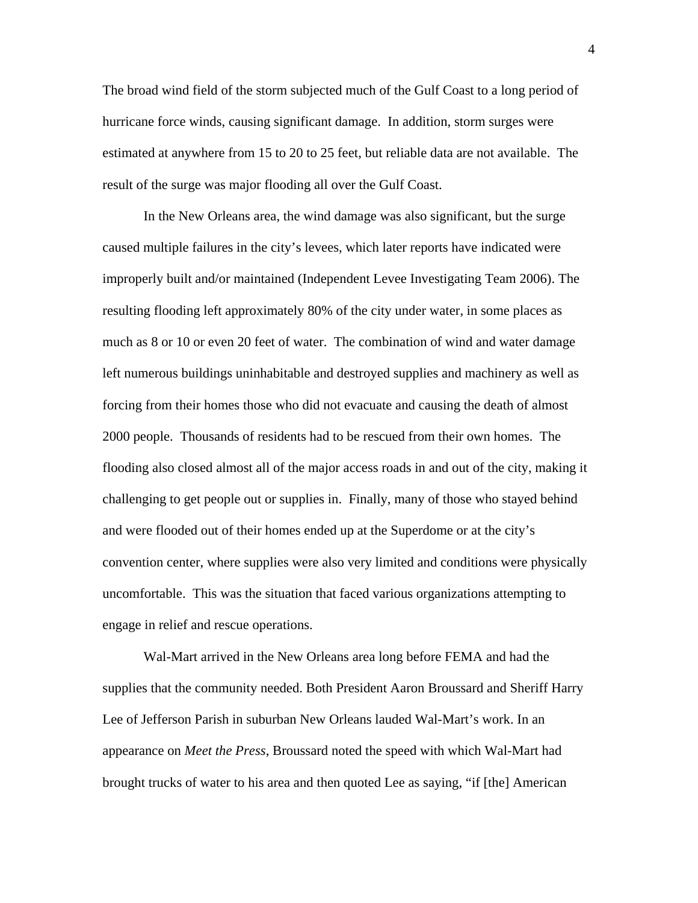The broad wind field of the storm subjected much of the Gulf Coast to a long period of hurricane force winds, causing significant damage. In addition, storm surges were estimated at anywhere from 15 to 20 to 25 feet, but reliable data are not available. The result of the surge was major flooding all over the Gulf Coast.

In the New Orleans area, the wind damage was also significant, but the surge caused multiple failures in the city's levees, which later reports have indicated were improperly built and/or maintained (Independent Levee Investigating Team 2006). The resulting flooding left approximately 80% of the city under water, in some places as much as 8 or 10 or even 20 feet of water. The combination of wind and water damage left numerous buildings uninhabitable and destroyed supplies and machinery as well as forcing from their homes those who did not evacuate and causing the death of almost 2000 people. Thousands of residents had to be rescued from their own homes. The flooding also closed almost all of the major access roads in and out of the city, making it challenging to get people out or supplies in. Finally, many of those who stayed behind and were flooded out of their homes ended up at the Superdome or at the city's convention center, where supplies were also very limited and conditions were physically uncomfortable. This was the situation that faced various organizations attempting to engage in relief and rescue operations.

Wal-Mart arrived in the New Orleans area long before FEMA and had the supplies that the community needed. Both President Aaron Broussard and Sheriff Harry Lee of Jefferson Parish in suburban New Orleans lauded Wal-Mart's work. In an appearance on *Meet the Press*, Broussard noted the speed with which Wal-Mart had brought trucks of water to his area and then quoted Lee as saying, "if [the] American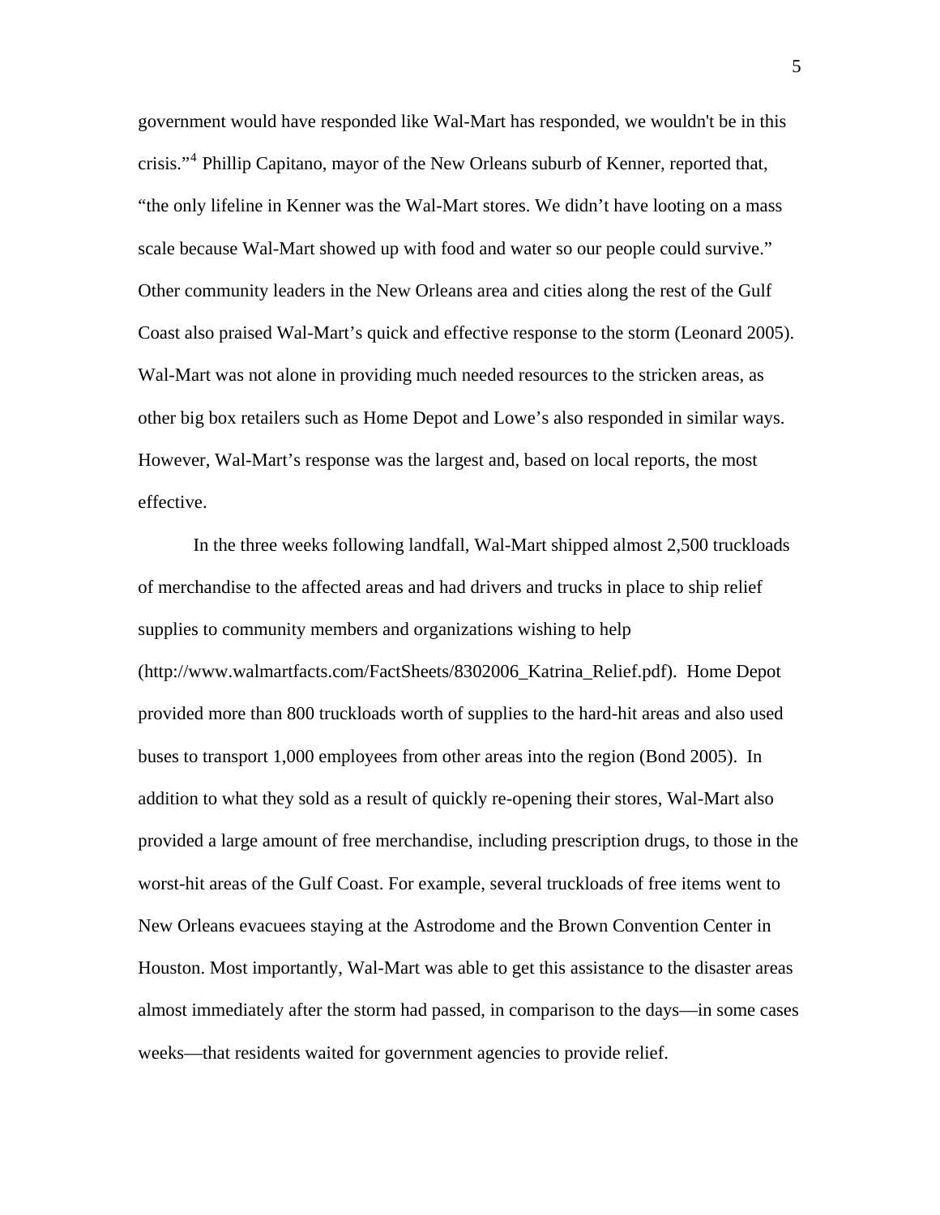government would have responded like Wal-Mart has responded, we wouldn't be in this crisis."[4] Phillip Capitano, mayor of the New Orleans suburb of Kenner, reported that, "the only lifeline in Kenner was the Wal-Mart stores. We didn't have looting on a mass scale because Wal-Mart showed up with food and water so our people could survive." Other community leaders in the New Orleans area and cities along the rest of the Gulf Coast also praised Wal-Mart's quick and effective response to the storm (Leonard 2005). Wal-Mart was not alone in providing much needed resources to the stricken areas, as other big box retailers such as Home Depot and Lowe's also responded in similar ways. However, Wal-Mart's response was the largest and, based on local reports, the most effective.

In the three weeks following landfall, Wal-Mart shipped almost 2,500 truckloads of merchandise to the affected areas and had drivers and trucks in place to ship relief supplies to community members and organizations wishing to help (http://www.walmartfacts.com/FactSheets/8302006_Katrina_Relief.pdf). Home Depot provided more than 800 truckloads worth of supplies to the hard-hit areas and also used buses to transport 1,000 employees from other areas into the region (Bond 2005). In addition to what they sold as a result of quickly re-opening their stores, Wal-Mart also provided a large amount of free merchandise, including prescription drugs, to those in the worst-hit areas of the Gulf Coast. For example, several truckloads of free items went to New Orleans evacuees staying at the Astrodome and the Brown Convention Center in Houston. Most importantly, Wal-Mart was able to get this assistance to the disaster areas almost immediately after the storm had passed, in comparison to the days—in some cases weeks—that residents waited for government agencies to provide relief.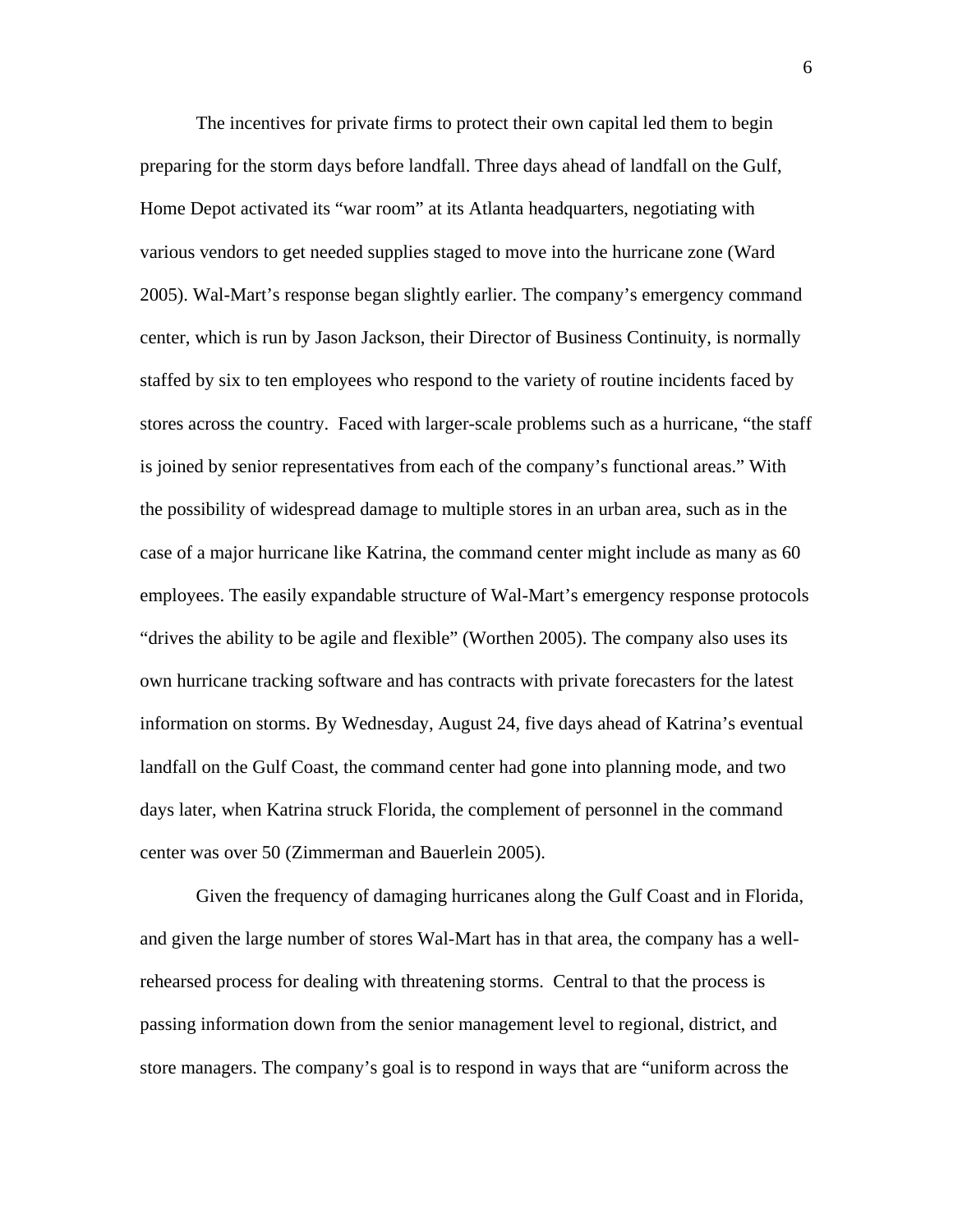The incentives for private firms to protect their own capital led them to begin preparing for the storm days before landfall. Three days ahead of landfall on the Gulf, Home Depot activated its "war room" at its Atlanta headquarters, negotiating with various vendors to get needed supplies staged to move into the hurricane zone (Ward 2005). Wal-Mart's response began slightly earlier. The company's emergency command center, which is run by Jason Jackson, their Director of Business Continuity, is normally staffed by six to ten employees who respond to the variety of routine incidents faced by stores across the country. Faced with larger-scale problems such as a hurricane, "the staff is joined by senior representatives from each of the company's functional areas." With the possibility of widespread damage to multiple stores in an urban area, such as in the case of a major hurricane like Katrina, the command center might include as many as 60 employees. The easily expandable structure of Wal-Mart's emergency response protocols "drives the ability to be agile and flexible" (Worthen 2005). The company also uses its own hurricane tracking software and has contracts with private forecasters for the latest information on storms. By Wednesday, August 24, five days ahead of Katrina's eventual landfall on the Gulf Coast, the command center had gone into planning mode, and two days later, when Katrina struck Florida, the complement of personnel in the command center was over 50 (Zimmerman and Bauerlein 2005).

Given the frequency of damaging hurricanes along the Gulf Coast and in Florida, and given the large number of stores Wal-Mart has in that area, the company has a well-rehearsed process for dealing with threatening storms. Central to that the process is passing information down from the senior management level to regional, district, and store managers. The company's goal is to respond in ways that are "uniform across the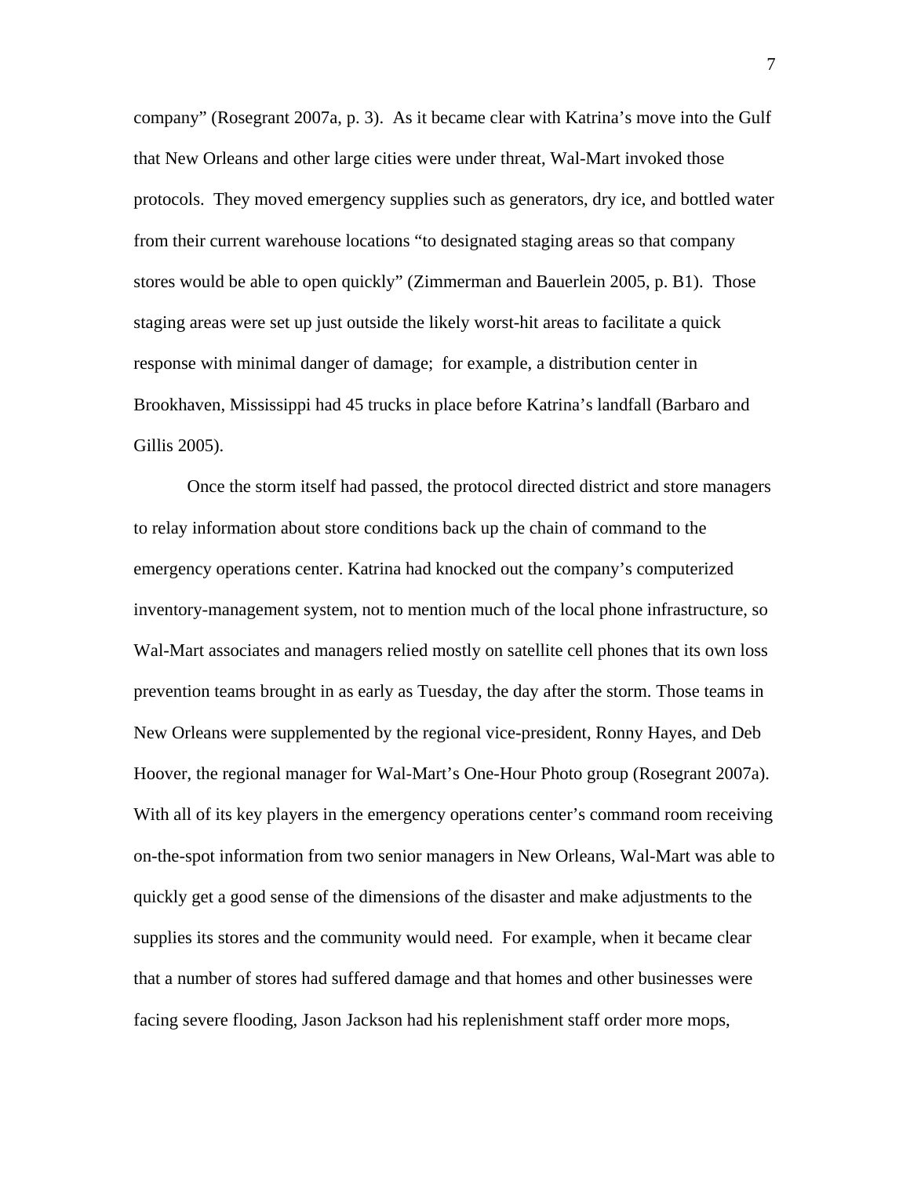company" (Rosegrant 2007a, p. 3). As it became clear with Katrina's move into the Gulf that New Orleans and other large cities were under threat, Wal-Mart invoked those protocols. They moved emergency supplies such as generators, dry ice, and bottled water from their current warehouse locations "to designated staging areas so that company stores would be able to open quickly" (Zimmerman and Bauerlein 2005, p. B1). Those staging areas were set up just outside the likely worst-hit areas to facilitate a quick response with minimal danger of damage; for example, a distribution center in Brookhaven, Mississippi had 45 trucks in place before Katrina's landfall (Barbaro and Gillis 2005).

Once the storm itself had passed, the protocol directed district and store managers to relay information about store conditions back up the chain of command to the emergency operations center. Katrina had knocked out the company's computerized inventory-management system, not to mention much of the local phone infrastructure, so Wal-Mart associates and managers relied mostly on satellite cell phones that its own loss prevention teams brought in as early as Tuesday, the day after the storm. Those teams in New Orleans were supplemented by the regional vice-president, Ronny Hayes, and Deb Hoover, the regional manager for Wal-Mart's One-Hour Photo group (Rosegrant 2007a). With all of its key players in the emergency operations center's command room receiving on-the-spot information from two senior managers in New Orleans, Wal-Mart was able to quickly get a good sense of the dimensions of the disaster and make adjustments to the supplies its stores and the community would need. For example, when it became clear that a number of stores had suffered damage and that homes and other businesses were facing severe flooding, Jason Jackson had his replenishment staff order more mops,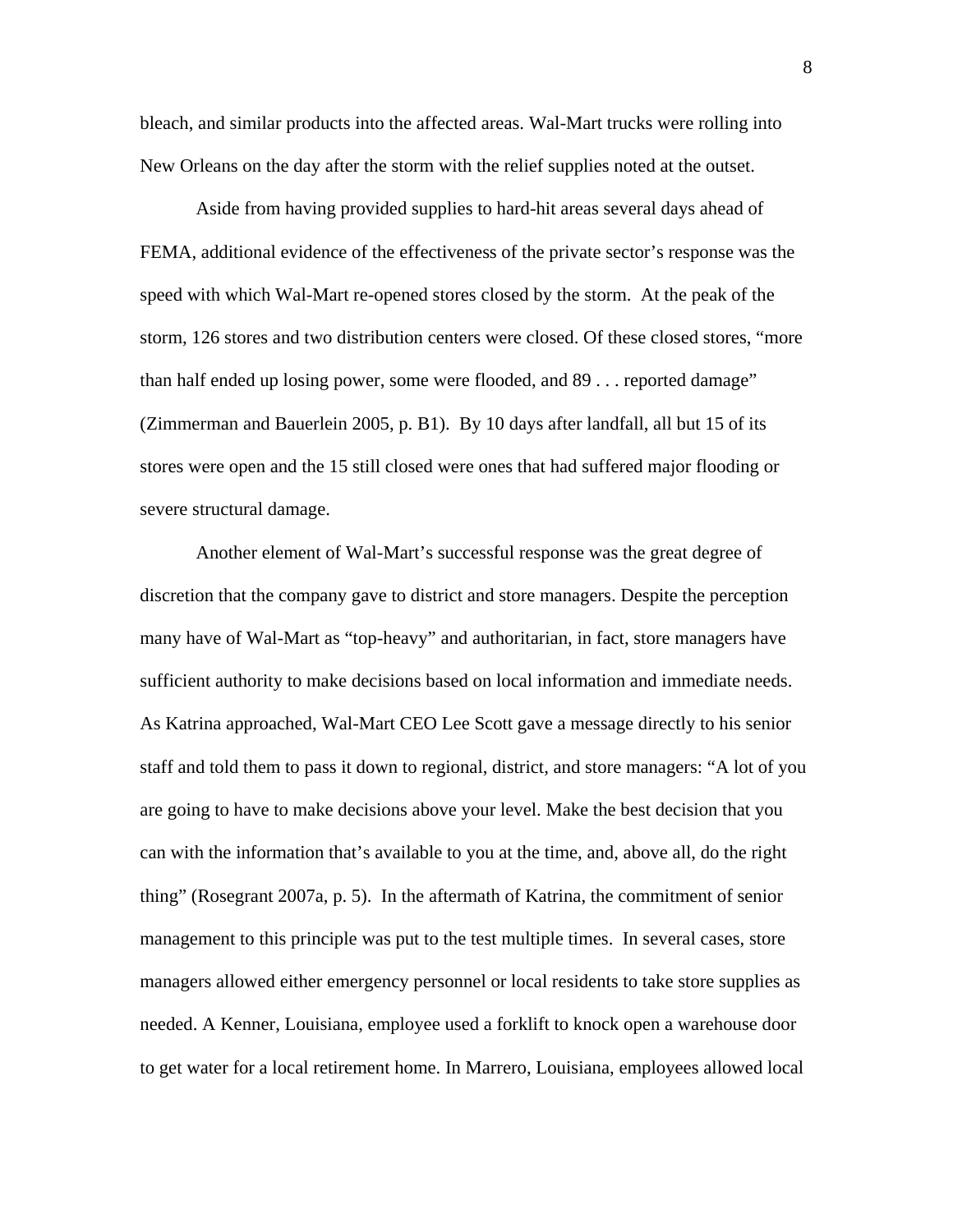bleach, and similar products into the affected areas. Wal-Mart trucks were rolling into New Orleans on the day after the storm with the relief supplies noted at the outset.

Aside from having provided supplies to hard-hit areas several days ahead of FEMA, additional evidence of the effectiveness of the private sector's response was the speed with which Wal-Mart re-opened stores closed by the storm. At the peak of the storm, 126 stores and two distribution centers were closed. Of these closed stores, "more than half ended up losing power, some were flooded, and 89 . . . reported damage" (Zimmerman and Bauerlein 2005, p. B1). By 10 days after landfall, all but 15 of its stores were open and the 15 still closed were ones that had suffered major flooding or severe structural damage.

Another element of Wal-Mart's successful response was the great degree of discretion that the company gave to district and store managers. Despite the perception many have of Wal-Mart as "top-heavy" and authoritarian, in fact, store managers have sufficient authority to make decisions based on local information and immediate needs. As Katrina approached, Wal-Mart CEO Lee Scott gave a message directly to his senior staff and told them to pass it down to regional, district, and store managers: "A lot of you are going to have to make decisions above your level. Make the best decision that you can with the information that's available to you at the time, and, above all, do the right thing" (Rosegrant 2007a, p. 5). In the aftermath of Katrina, the commitment of senior management to this principle was put to the test multiple times. In several cases, store managers allowed either emergency personnel or local residents to take store supplies as needed. A Kenner, Louisiana, employee used a forklift to knock open a warehouse door to get water for a local retirement home. In Marrero, Louisiana, employees allowed local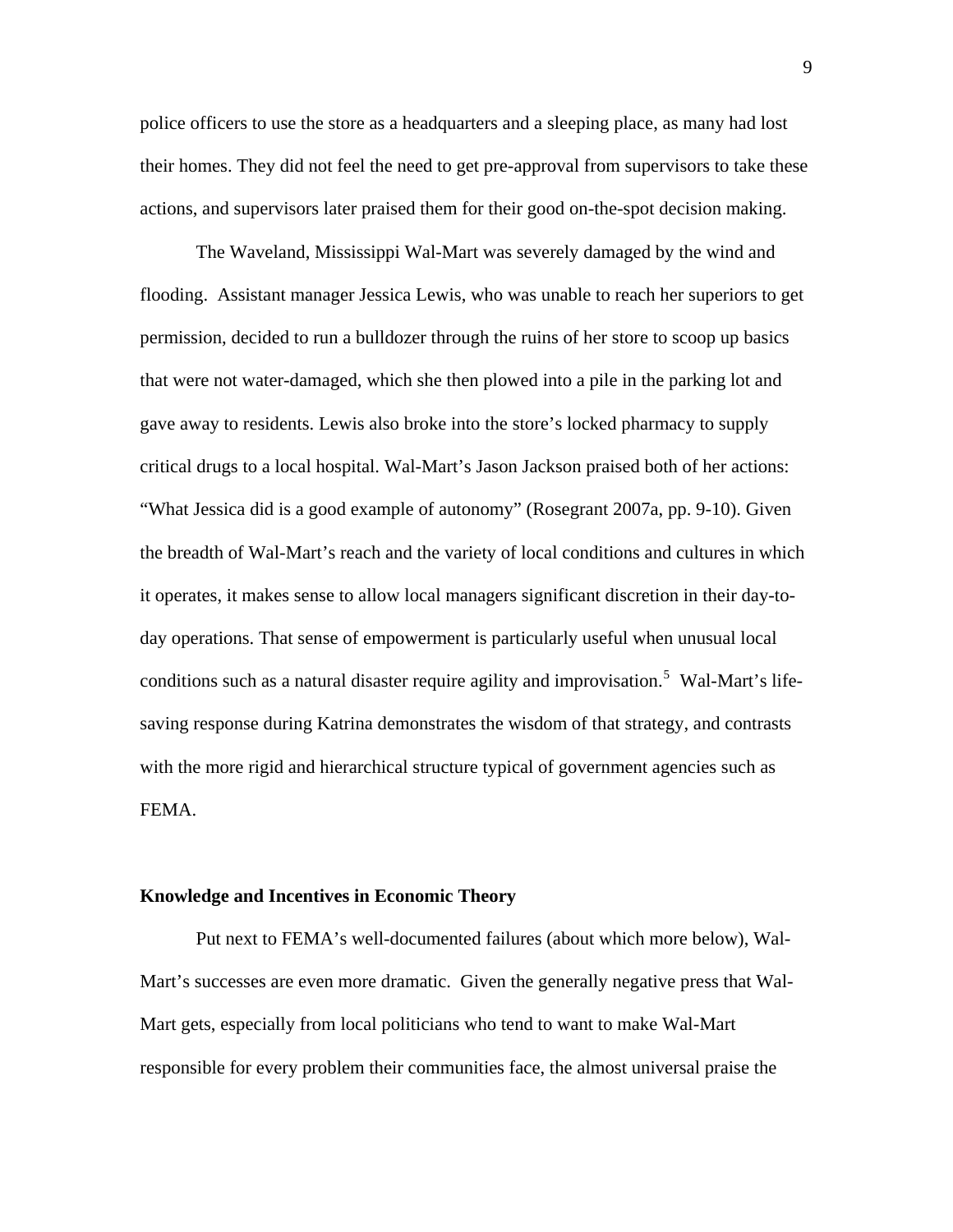police officers to use the store as a headquarters and a sleeping place, as many had lost their homes. They did not feel the need to get pre-approval from supervisors to take these actions, and supervisors later praised them for their good on-the-spot decision making.

The Waveland, Mississippi Wal-Mart was severely damaged by the wind and flooding. Assistant manager Jessica Lewis, who was unable to reach her superiors to get permission, decided to run a bulldozer through the ruins of her store to scoop up basics that were not water-damaged, which she then plowed into a pile in the parking lot and gave away to residents. Lewis also broke into the store's locked pharmacy to supply critical drugs to a local hospital. Wal-Mart's Jason Jackson praised both of her actions: "What Jessica did is a good example of autonomy" (Rosegrant 2007a, pp. 9-10). Given the breadth of Wal-Mart's reach and the variety of local conditions and cultures in which it operates, it makes sense to allow local managers significant discretion in their day-to-day operations. That sense of empowerment is particularly useful when unusual local conditions such as a natural disaster require agility and improvisation.[5] Wal-Mart's life-saving response during Katrina demonstrates the wisdom of that strategy, and contrasts with the more rigid and hierarchical structure typical of government agencies such as FEMA.

## Knowledge and Incentives in Economic Theory

Put next to FEMA's well-documented failures (about which more below), Wal-Mart's successes are even more dramatic. Given the generally negative press that Wal-Mart gets, especially from local politicians who tend to want to make Wal-Mart responsible for every problem their communities face, the almost universal praise the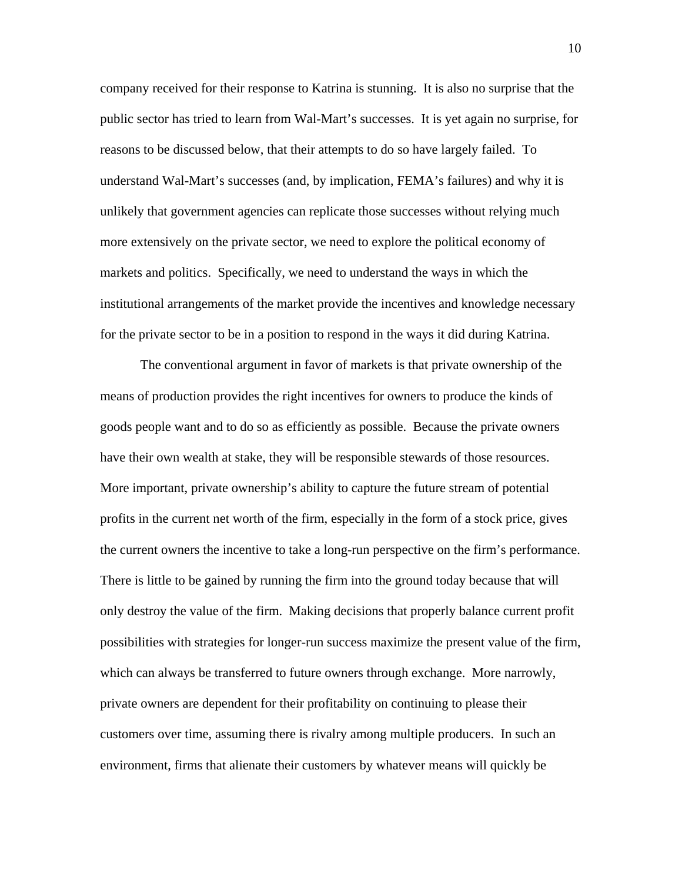company received for their response to Katrina is stunning. It is also no surprise that the public sector has tried to learn from Wal-Mart's successes. It is yet again no surprise, for reasons to be discussed below, that their attempts to do so have largely failed. To understand Wal-Mart's successes (and, by implication, FEMA's failures) and why it is unlikely that government agencies can replicate those successes without relying much more extensively on the private sector, we need to explore the political economy of markets and politics. Specifically, we need to understand the ways in which the institutional arrangements of the market provide the incentives and knowledge necessary for the private sector to be in a position to respond in the ways it did during Katrina.

The conventional argument in favor of markets is that private ownership of the means of production provides the right incentives for owners to produce the kinds of goods people want and to do so as efficiently as possible. Because the private owners have their own wealth at stake, they will be responsible stewards of those resources. More important, private ownership's ability to capture the future stream of potential profits in the current net worth of the firm, especially in the form of a stock price, gives the current owners the incentive to take a long-run perspective on the firm's performance. There is little to be gained by running the firm into the ground today because that will only destroy the value of the firm. Making decisions that properly balance current profit possibilities with strategies for longer-run success maximize the present value of the firm, which can always be transferred to future owners through exchange. More narrowly, private owners are dependent for their profitability on continuing to please their customers over time, assuming there is rivalry among multiple producers. In such an environment, firms that alienate their customers by whatever means will quickly be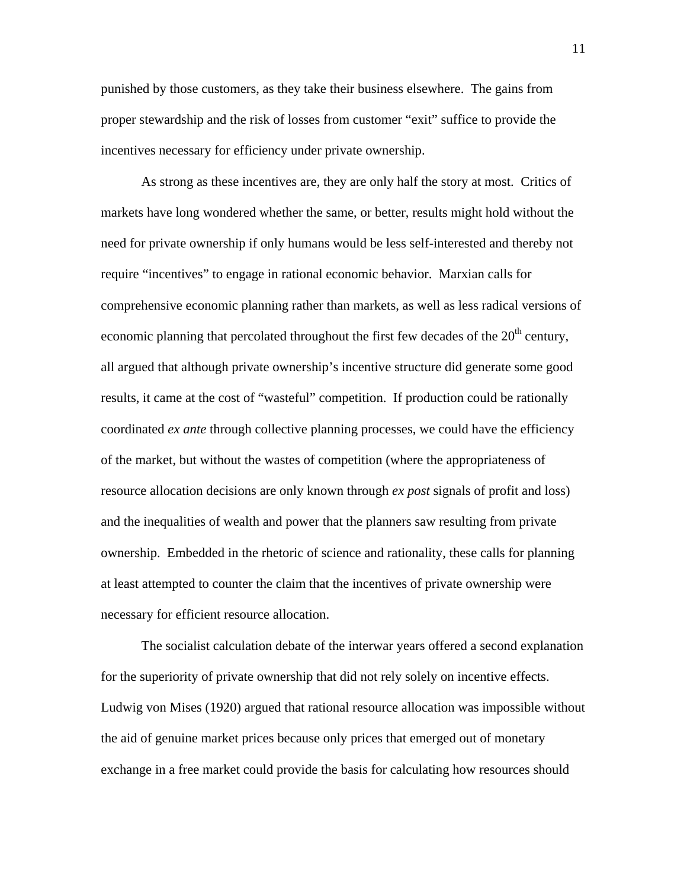punished by those customers, as they take their business elsewhere. The gains from proper stewardship and the risk of losses from customer "exit" suffice to provide the incentives necessary for efficiency under private ownership.

As strong as these incentives are, they are only half the story at most. Critics of markets have long wondered whether the same, or better, results might hold without the need for private ownership if only humans would be less self-interested and thereby not require "incentives" to engage in rational economic behavior. Marxian calls for comprehensive economic planning rather than markets, as well as less radical versions of economic planning that percolated throughout the first few decades of the 20th century, all argued that although private ownership's incentive structure did generate some good results, it came at the cost of "wasteful" competition. If production could be rationally coordinated *ex ante* through collective planning processes, we could have the efficiency of the market, but without the wastes of competition (where the appropriateness of resource allocation decisions are only known through *ex post* signals of profit and loss) and the inequalities of wealth and power that the planners saw resulting from private ownership. Embedded in the rhetoric of science and rationality, these calls for planning at least attempted to counter the claim that the incentives of private ownership were necessary for efficient resource allocation.

The socialist calculation debate of the interwar years offered a second explanation for the superiority of private ownership that did not rely solely on incentive effects. Ludwig von Mises (1920) argued that rational resource allocation was impossible without the aid of genuine market prices because only prices that emerged out of monetary exchange in a free market could provide the basis for calculating how resources should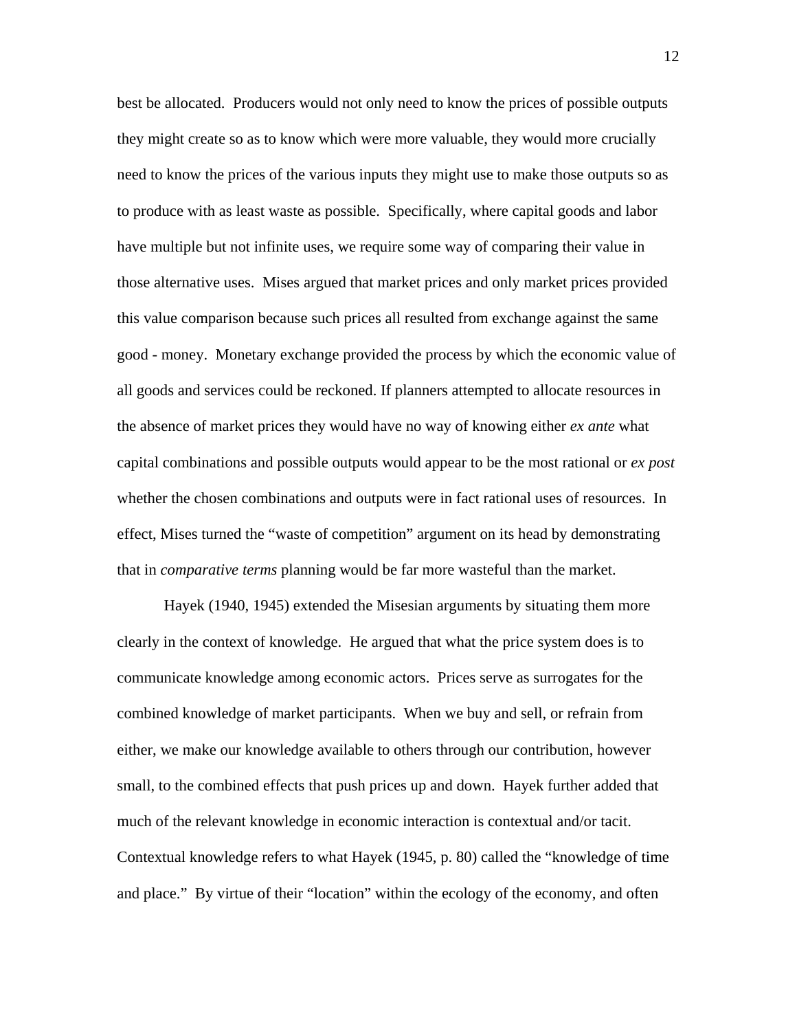best be allocated. Producers would not only need to know the prices of possible outputs they might create so as to know which were more valuable, they would more crucially need to know the prices of the various inputs they might use to make those outputs so as to produce with as least waste as possible. Specifically, where capital goods and labor have multiple but not infinite uses, we require some way of comparing their value in those alternative uses. Mises argued that market prices and only market prices provided this value comparison because such prices all resulted from exchange against the same good - money. Monetary exchange provided the process by which the economic value of all goods and services could be reckoned. If planners attempted to allocate resources in the absence of market prices they would have no way of knowing either *ex ante* what capital combinations and possible outputs would appear to be the most rational or *ex post* whether the chosen combinations and outputs were in fact rational uses of resources. In effect, Mises turned the "waste of competition" argument on its head by demonstrating that in *comparative terms* planning would be far more wasteful than the market.

Hayek (1940, 1945) extended the Misesian arguments by situating them more clearly in the context of knowledge. He argued that what the price system does is to communicate knowledge among economic actors. Prices serve as surrogates for the combined knowledge of market participants. When we buy and sell, or refrain from either, we make our knowledge available to others through our contribution, however small, to the combined effects that push prices up and down. Hayek further added that much of the relevant knowledge in economic interaction is contextual and/or tacit. Contextual knowledge refers to what Hayek (1945, p. 80) called the "knowledge of time and place." By virtue of their "location" within the ecology of the economy, and often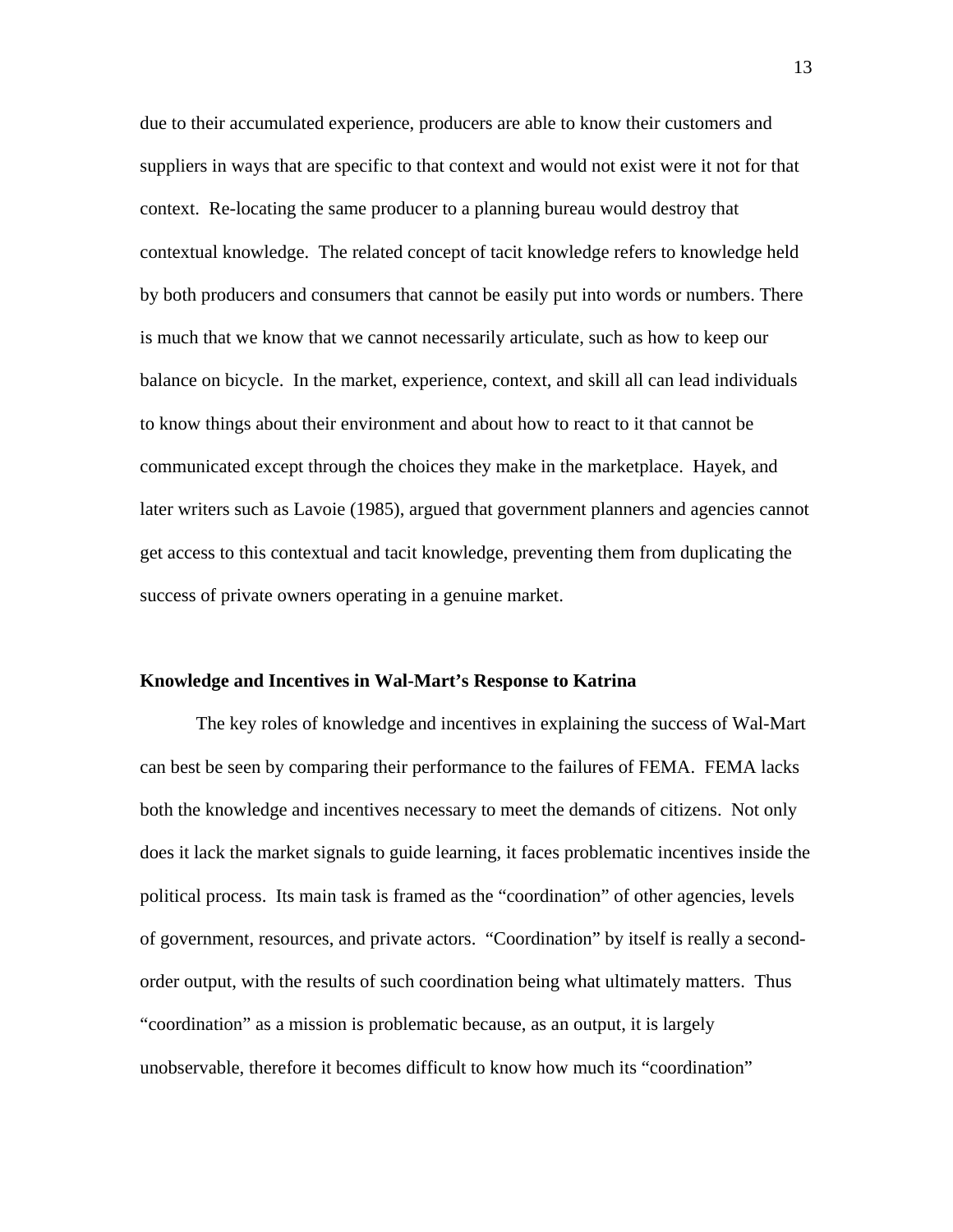due to their accumulated experience, producers are able to know their customers and suppliers in ways that are specific to that context and would not exist were it not for that context. Re-locating the same producer to a planning bureau would destroy that contextual knowledge. The related concept of tacit knowledge refers to knowledge held by both producers and consumers that cannot be easily put into words or numbers. There is much that we know that we cannot necessarily articulate, such as how to keep our balance on bicycle. In the market, experience, context, and skill all can lead individuals to know things about their environment and about how to react to it that cannot be communicated except through the choices they make in the marketplace. Hayek, and later writers such as Lavoie (1985), argued that government planners and agencies cannot get access to this contextual and tacit knowledge, preventing them from duplicating the success of private owners operating in a genuine market.

**Knowledge and Incentives in Wal-Mart's Response to Katrina**

The key roles of knowledge and incentives in explaining the success of Wal-Mart can best be seen by comparing their performance to the failures of FEMA. FEMA lacks both the knowledge and incentives necessary to meet the demands of citizens. Not only does it lack the market signals to guide learning, it faces problematic incentives inside the political process. Its main task is framed as the "coordination" of other agencies, levels of government, resources, and private actors. "Coordination" by itself is really a second-order output, with the results of such coordination being what ultimately matters. Thus "coordination" as a mission is problematic because, as an output, it is largely unobservable, therefore it becomes difficult to know how much its "coordination"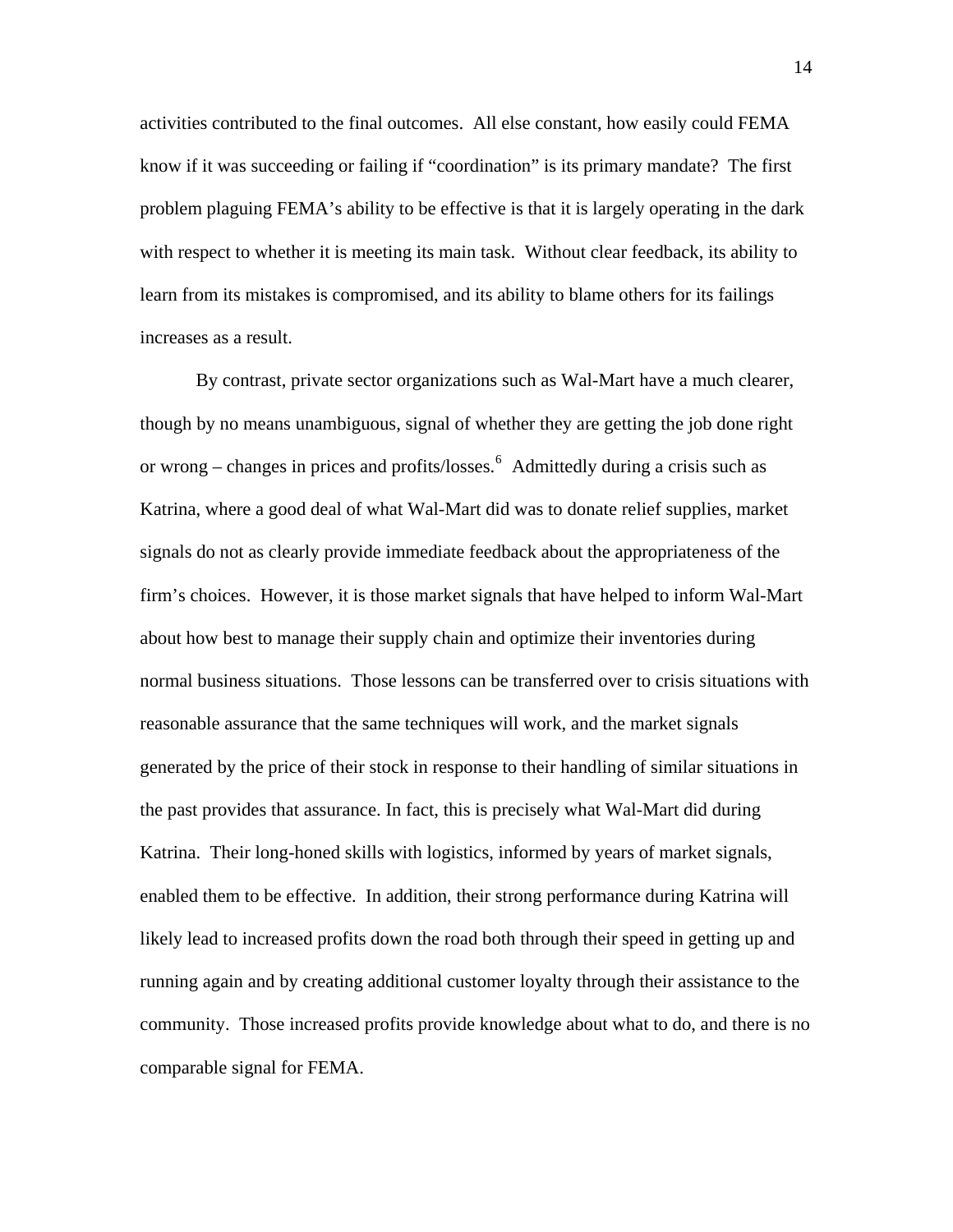activities contributed to the final outcomes. All else constant, how easily could FEMA know if it was succeeding or failing if "coordination" is its primary mandate? The first problem plaguing FEMA's ability to be effective is that it is largely operating in the dark with respect to whether it is meeting its main task. Without clear feedback, its ability to learn from its mistakes is compromised, and its ability to blame others for its failings increases as a result.

By contrast, private sector organizations such as Wal-Mart have a much clearer, though by no means unambiguous, signal of whether they are getting the job done right or wrong – changes in prices and profits/losses.[6] Admittedly during a crisis such as Katrina, where a good deal of what Wal-Mart did was to donate relief supplies, market signals do not as clearly provide immediate feedback about the appropriateness of the firm's choices. However, it is those market signals that have helped to inform Wal-Mart about how best to manage their supply chain and optimize their inventories during normal business situations. Those lessons can be transferred over to crisis situations with reasonable assurance that the same techniques will work, and the market signals generated by the price of their stock in response to their handling of similar situations in the past provides that assurance. In fact, this is precisely what Wal-Mart did during Katrina. Their long-honed skills with logistics, informed by years of market signals, enabled them to be effective. In addition, their strong performance during Katrina will likely lead to increased profits down the road both through their speed in getting up and running again and by creating additional customer loyalty through their assistance to the community. Those increased profits provide knowledge about what to do, and there is no comparable signal for FEMA.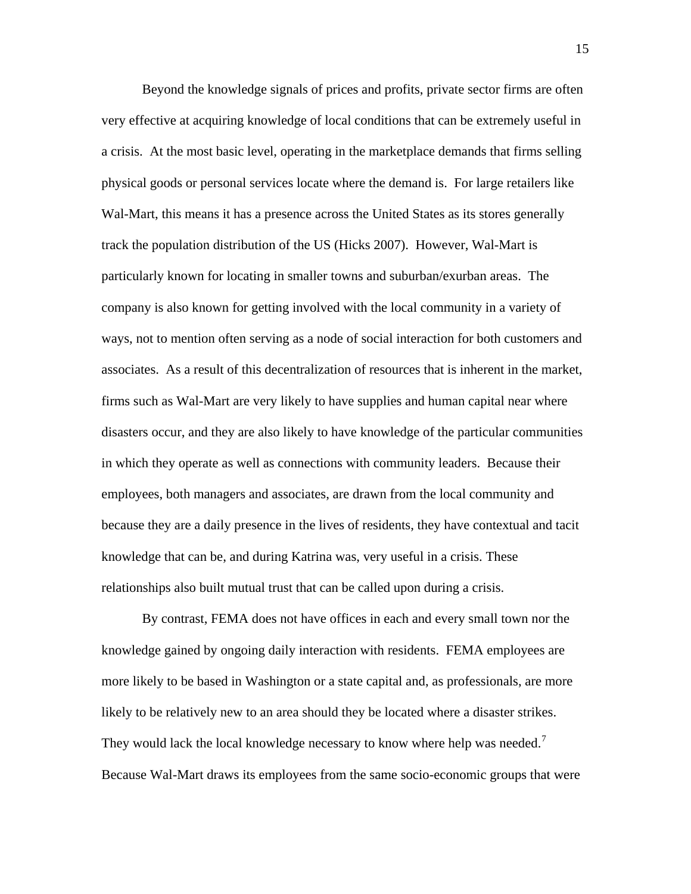Beyond the knowledge signals of prices and profits, private sector firms are often very effective at acquiring knowledge of local conditions that can be extremely useful in a crisis. At the most basic level, operating in the marketplace demands that firms selling physical goods or personal services locate where the demand is. For large retailers like Wal-Mart, this means it has a presence across the United States as its stores generally track the population distribution of the US (Hicks 2007). However, Wal-Mart is particularly known for locating in smaller towns and suburban/exurban areas. The company is also known for getting involved with the local community in a variety of ways, not to mention often serving as a node of social interaction for both customers and associates. As a result of this decentralization of resources that is inherent in the market, firms such as Wal-Mart are very likely to have supplies and human capital near where disasters occur, and they are also likely to have knowledge of the particular communities in which they operate as well as connections with community leaders. Because their employees, both managers and associates, are drawn from the local community and because they are a daily presence in the lives of residents, they have contextual and tacit knowledge that can be, and during Katrina was, very useful in a crisis. These relationships also built mutual trust that can be called upon during a crisis.

By contrast, FEMA does not have offices in each and every small town nor the knowledge gained by ongoing daily interaction with residents. FEMA employees are more likely to be based in Washington or a state capital and, as professionals, are more likely to be relatively new to an area should they be located where a disaster strikes. They would lack the local knowledge necessary to know where help was needed.[7] Because Wal-Mart draws its employees from the same socio-economic groups that were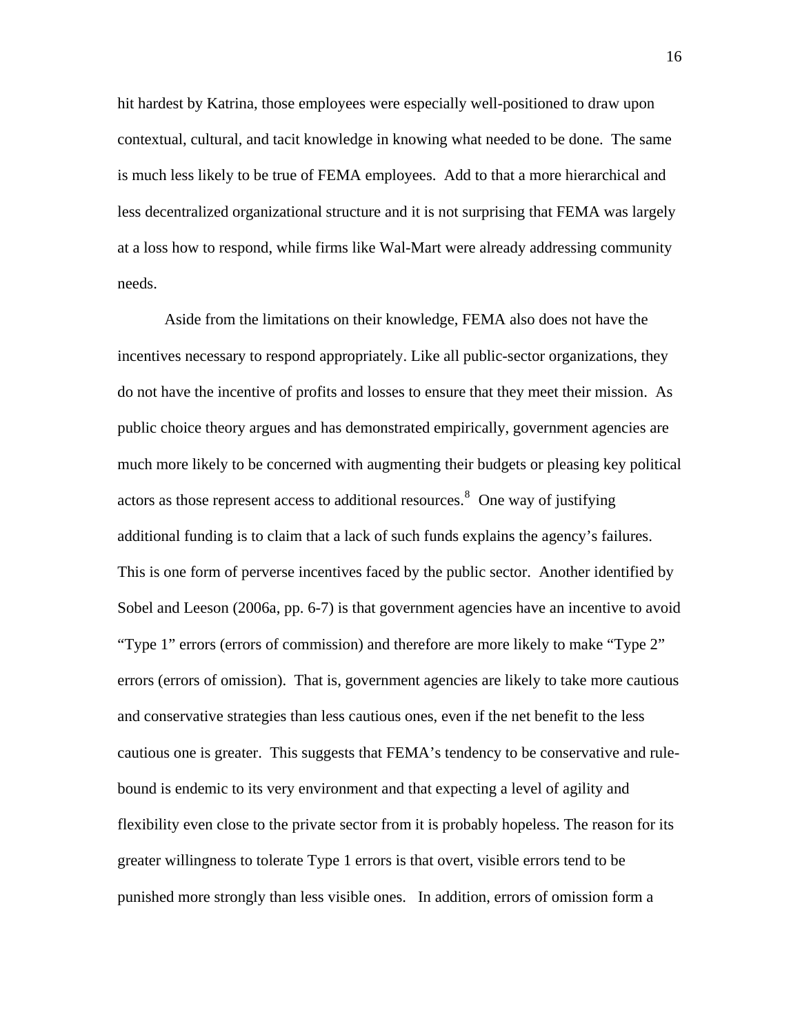hit hardest by Katrina, those employees were especially well-positioned to draw upon contextual, cultural, and tacit knowledge in knowing what needed to be done. The same is much less likely to be true of FEMA employees. Add to that a more hierarchical and less decentralized organizational structure and it is not surprising that FEMA was largely at a loss how to respond, while firms like Wal-Mart were already addressing community needs.

Aside from the limitations on their knowledge, FEMA also does not have the incentives necessary to respond appropriately. Like all public-sector organizations, they do not have the incentive of profits and losses to ensure that they meet their mission. As public choice theory argues and has demonstrated empirically, government agencies are much more likely to be concerned with augmenting their budgets or pleasing key political actors as those represent access to additional resources.[8] One way of justifying additional funding is to claim that a lack of such funds explains the agency's failures. This is one form of perverse incentives faced by the public sector. Another identified by Sobel and Leeson (2006a, pp. 6-7) is that government agencies have an incentive to avoid "Type 1" errors (errors of commission) and therefore are more likely to make "Type 2" errors (errors of omission). That is, government agencies are likely to take more cautious and conservative strategies than less cautious ones, even if the net benefit to the less cautious one is greater. This suggests that FEMA's tendency to be conservative and rule-bound is endemic to its very environment and that expecting a level of agility and flexibility even close to the private sector from it is probably hopeless. The reason for its greater willingness to tolerate Type 1 errors is that overt, visible errors tend to be punished more strongly than less visible ones. In addition, errors of omission form a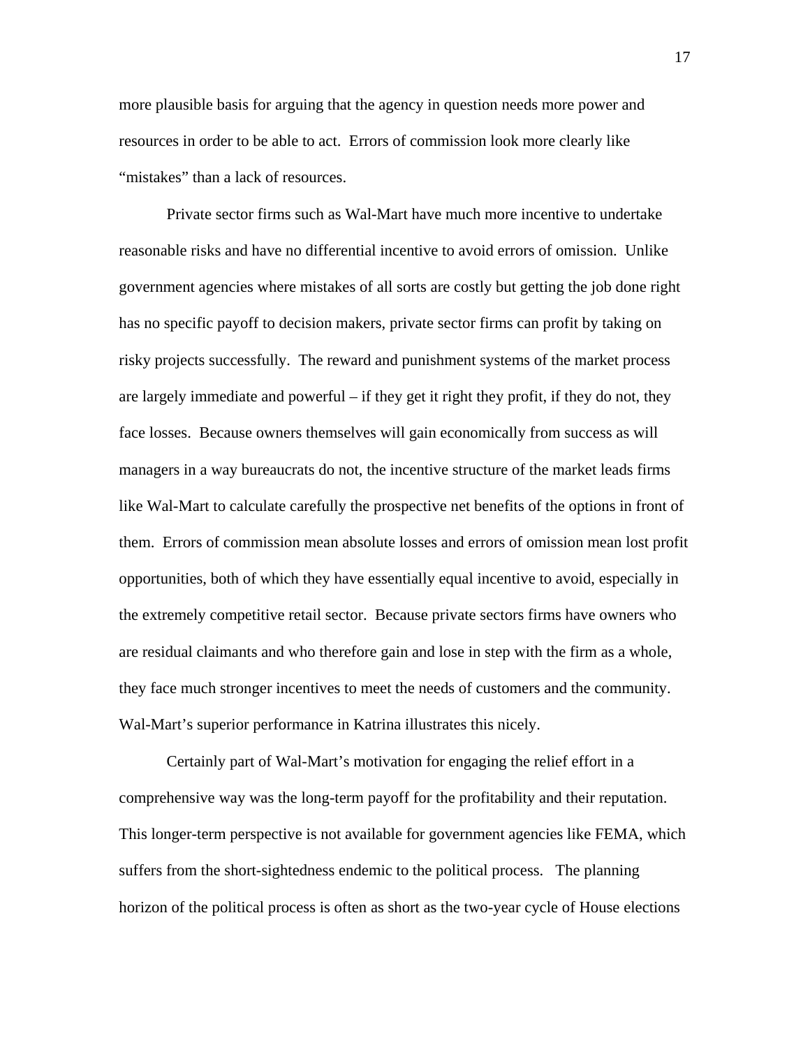more plausible basis for arguing that the agency in question needs more power and resources in order to be able to act. Errors of commission look more clearly like "mistakes" than a lack of resources.

Private sector firms such as Wal-Mart have much more incentive to undertake reasonable risks and have no differential incentive to avoid errors of omission. Unlike government agencies where mistakes of all sorts are costly but getting the job done right has no specific payoff to decision makers, private sector firms can profit by taking on risky projects successfully. The reward and punishment systems of the market process are largely immediate and powerful – if they get it right they profit, if they do not, they face losses. Because owners themselves will gain economically from success as will managers in a way bureaucrats do not, the incentive structure of the market leads firms like Wal-Mart to calculate carefully the prospective net benefits of the options in front of them. Errors of commission mean absolute losses and errors of omission mean lost profit opportunities, both of which they have essentially equal incentive to avoid, especially in the extremely competitive retail sector. Because private sectors firms have owners who are residual claimants and who therefore gain and lose in step with the firm as a whole, they face much stronger incentives to meet the needs of customers and the community. Wal-Mart's superior performance in Katrina illustrates this nicely.

Certainly part of Wal-Mart's motivation for engaging the relief effort in a comprehensive way was the long-term payoff for the profitability and their reputation. This longer-term perspective is not available for government agencies like FEMA, which suffers from the short-sightedness endemic to the political process. The planning horizon of the political process is often as short as the two-year cycle of House elections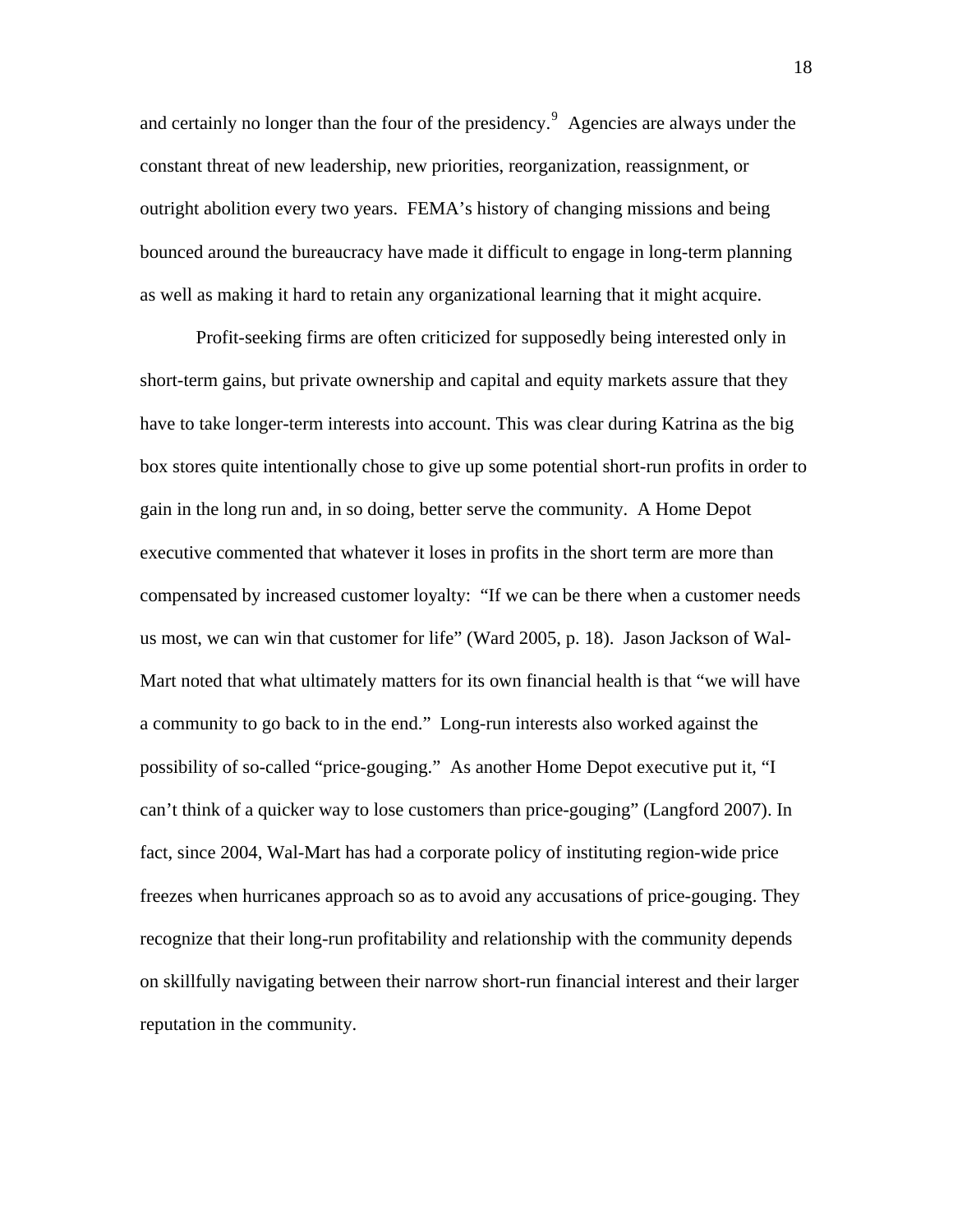and certainly no longer than the four of the presidency.[9] Agencies are always under the constant threat of new leadership, new priorities, reorganization, reassignment, or outright abolition every two years. FEMA's history of changing missions and being bounced around the bureaucracy have made it difficult to engage in long-term planning as well as making it hard to retain any organizational learning that it might acquire.

Profit-seeking firms are often criticized for supposedly being interested only in short-term gains, but private ownership and capital and equity markets assure that they have to take longer-term interests into account. This was clear during Katrina as the big box stores quite intentionally chose to give up some potential short-run profits in order to gain in the long run and, in so doing, better serve the community. A Home Depot executive commented that whatever it loses in profits in the short term are more than compensated by increased customer loyalty: "If we can be there when a customer needs us most, we can win that customer for life" (Ward 2005, p. 18). Jason Jackson of Wal-Mart noted that what ultimately matters for its own financial health is that "we will have a community to go back to in the end." Long-run interests also worked against the possibility of so-called "price-gouging." As another Home Depot executive put it, "I can't think of a quicker way to lose customers than price-gouging" (Langford 2007). In fact, since 2004, Wal-Mart has had a corporate policy of instituting region-wide price freezes when hurricanes approach so as to avoid any accusations of price-gouging. They recognize that their long-run profitability and relationship with the community depends on skillfully navigating between their narrow short-run financial interest and their larger reputation in the community.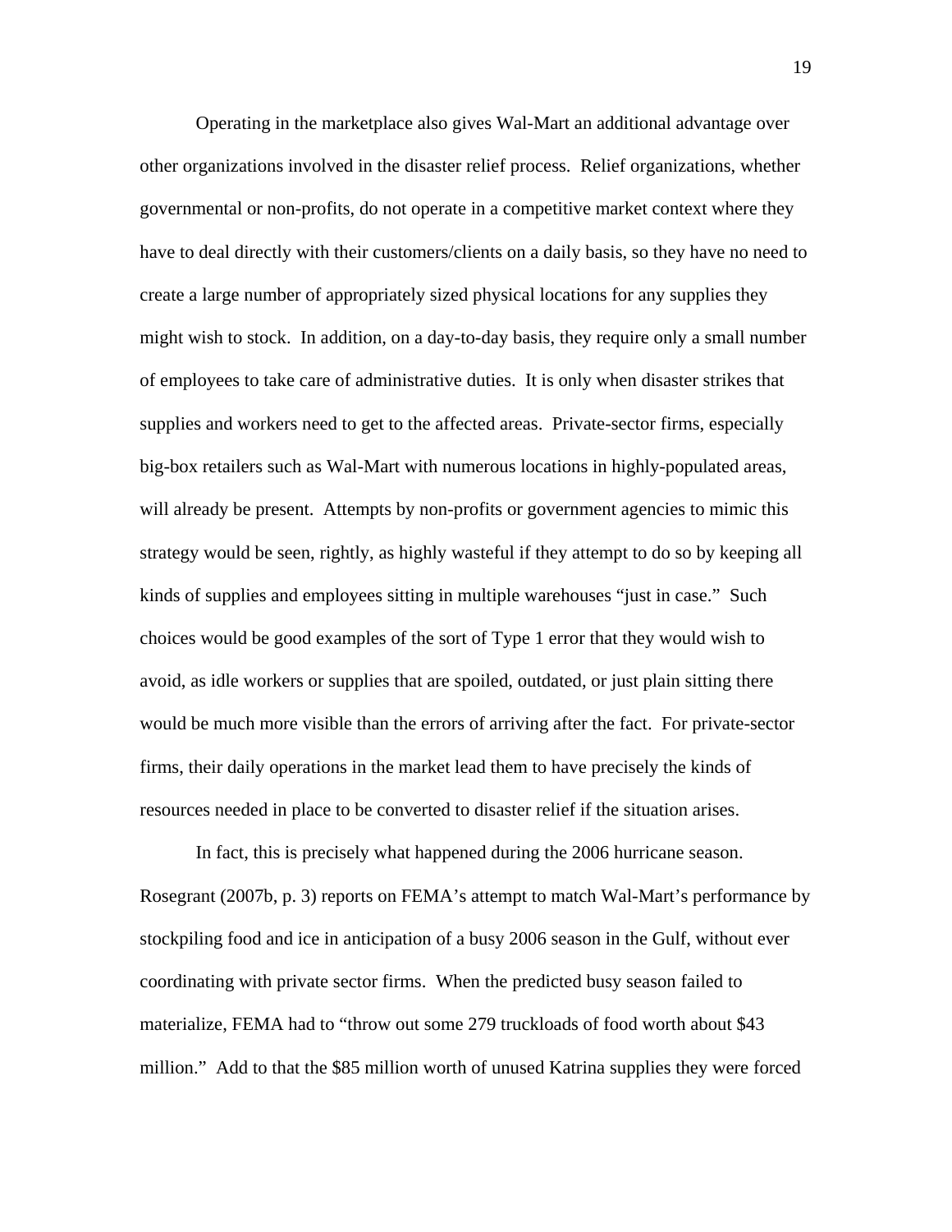Operating in the marketplace also gives Wal-Mart an additional advantage over other organizations involved in the disaster relief process. Relief organizations, whether governmental or non-profits, do not operate in a competitive market context where they have to deal directly with their customers/clients on a daily basis, so they have no need to create a large number of appropriately sized physical locations for any supplies they might wish to stock. In addition, on a day-to-day basis, they require only a small number of employees to take care of administrative duties. It is only when disaster strikes that supplies and workers need to get to the affected areas. Private-sector firms, especially big-box retailers such as Wal-Mart with numerous locations in highly-populated areas, will already be present. Attempts by non-profits or government agencies to mimic this strategy would be seen, rightly, as highly wasteful if they attempt to do so by keeping all kinds of supplies and employees sitting in multiple warehouses "just in case." Such choices would be good examples of the sort of Type 1 error that they would wish to avoid, as idle workers or supplies that are spoiled, outdated, or just plain sitting there would be much more visible than the errors of arriving after the fact. For private-sector firms, their daily operations in the market lead them to have precisely the kinds of resources needed in place to be converted to disaster relief if the situation arises.

In fact, this is precisely what happened during the 2006 hurricane season. Rosegrant (2007b, p. 3) reports on FEMA's attempt to match Wal-Mart's performance by stockpiling food and ice in anticipation of a busy 2006 season in the Gulf, without ever coordinating with private sector firms. When the predicted busy season failed to materialize, FEMA had to "throw out some 279 truckloads of food worth about $43 million." Add to that the $85 million worth of unused Katrina supplies they were forced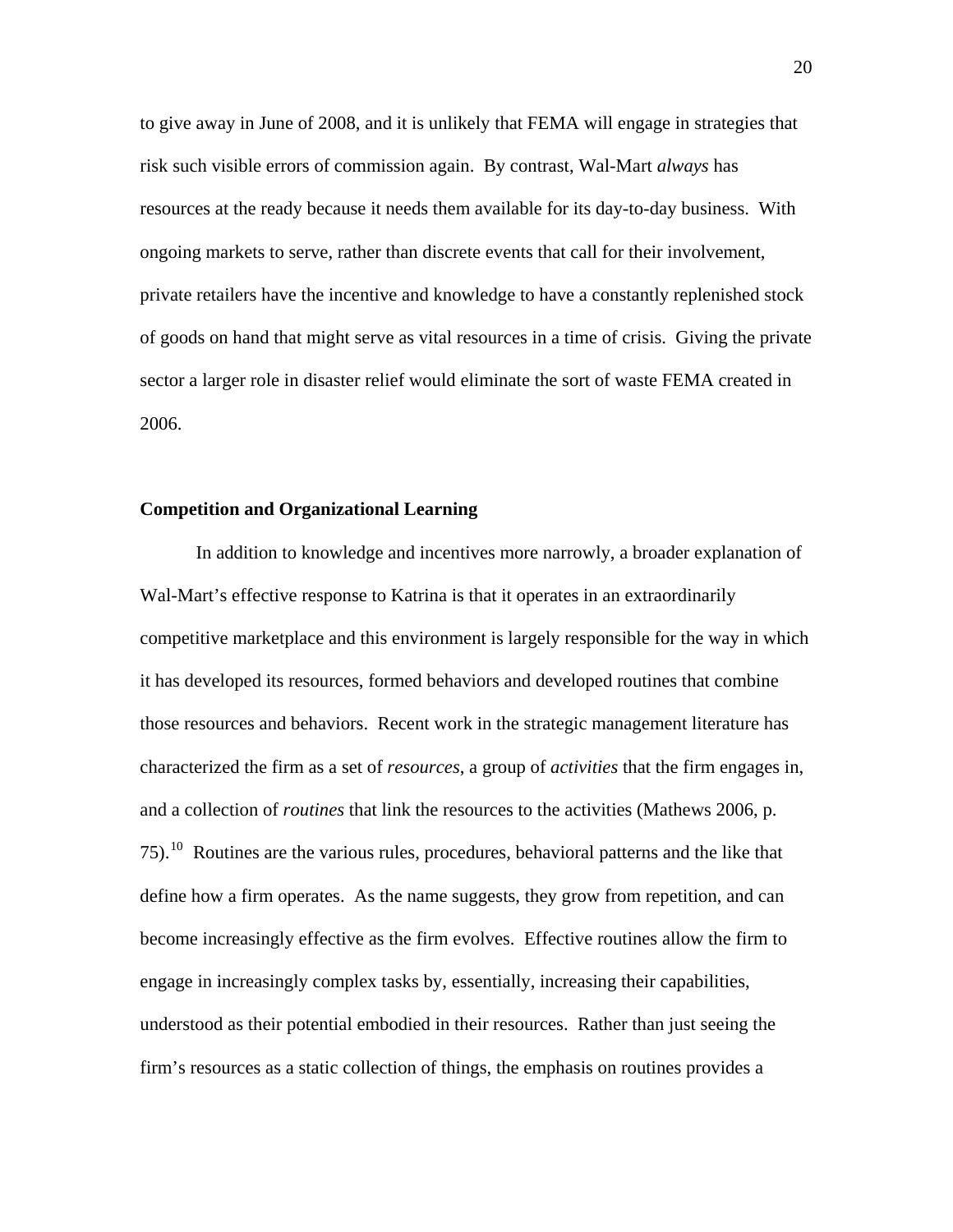to give away in June of 2008, and it is unlikely that FEMA will engage in strategies that risk such visible errors of commission again. By contrast, Wal-Mart *always* has resources at the ready because it needs them available for its day-to-day business. With ongoing markets to serve, rather than discrete events that call for their involvement, private retailers have the incentive and knowledge to have a constantly replenished stock of goods on hand that might serve as vital resources in a time of crisis. Giving the private sector a larger role in disaster relief would eliminate the sort of waste FEMA created in 2006.

**Competition and Organizational Learning**

In addition to knowledge and incentives more narrowly, a broader explanation of Wal-Mart's effective response to Katrina is that it operates in an extraordinarily competitive marketplace and this environment is largely responsible for the way in which it has developed its resources, formed behaviors and developed routines that combine those resources and behaviors. Recent work in the strategic management literature has characterized the firm as a set of *resources*, a group of *activities* that the firm engages in, and a collection of *routines* that link the resources to the activities (Mathews 2006, p. 75).[10] Routines are the various rules, procedures, behavioral patterns and the like that define how a firm operates. As the name suggests, they grow from repetition, and can become increasingly effective as the firm evolves. Effective routines allow the firm to engage in increasingly complex tasks by, essentially, increasing their capabilities, understood as their potential embodied in their resources. Rather than just seeing the firm's resources as a static collection of things, the emphasis on routines provides a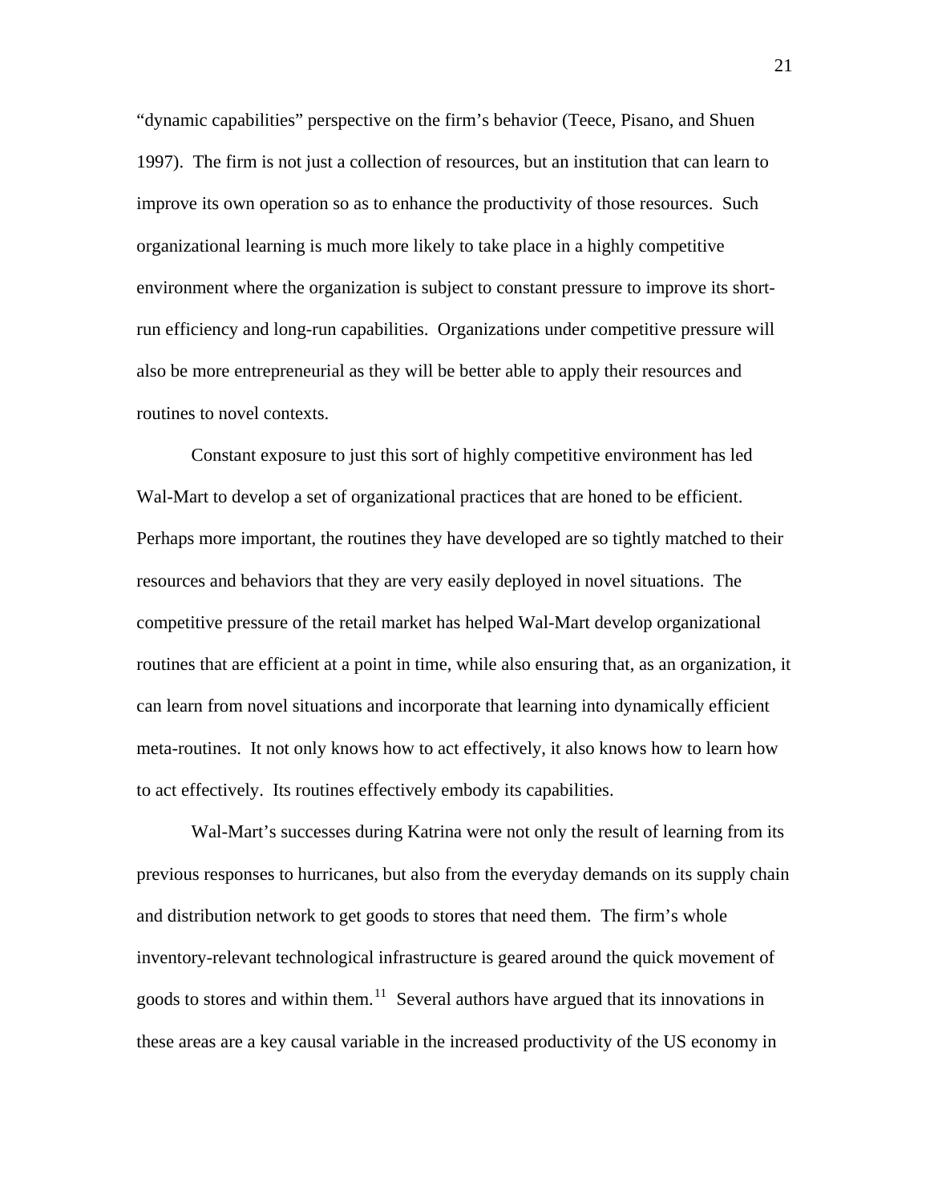"dynamic capabilities" perspective on the firm's behavior (Teece, Pisano, and Shuen 1997). The firm is not just a collection of resources, but an institution that can learn to improve its own operation so as to enhance the productivity of those resources. Such organizational learning is much more likely to take place in a highly competitive environment where the organization is subject to constant pressure to improve its short-run efficiency and long-run capabilities. Organizations under competitive pressure will also be more entrepreneurial as they will be better able to apply their resources and routines to novel contexts.

Constant exposure to just this sort of highly competitive environment has led Wal-Mart to develop a set of organizational practices that are honed to be efficient. Perhaps more important, the routines they have developed are so tightly matched to their resources and behaviors that they are very easily deployed in novel situations. The competitive pressure of the retail market has helped Wal-Mart develop organizational routines that are efficient at a point in time, while also ensuring that, as an organization, it can learn from novel situations and incorporate that learning into dynamically efficient meta-routines. It not only knows how to act effectively, it also knows how to learn how to act effectively. Its routines effectively embody its capabilities.

Wal-Mart's successes during Katrina were not only the result of learning from its previous responses to hurricanes, but also from the everyday demands on its supply chain and distribution network to get goods to stores that need them. The firm's whole inventory-relevant technological infrastructure is geared around the quick movement of goods to stores and within them.[11] Several authors have argued that its innovations in these areas are a key causal variable in the increased productivity of the US economy in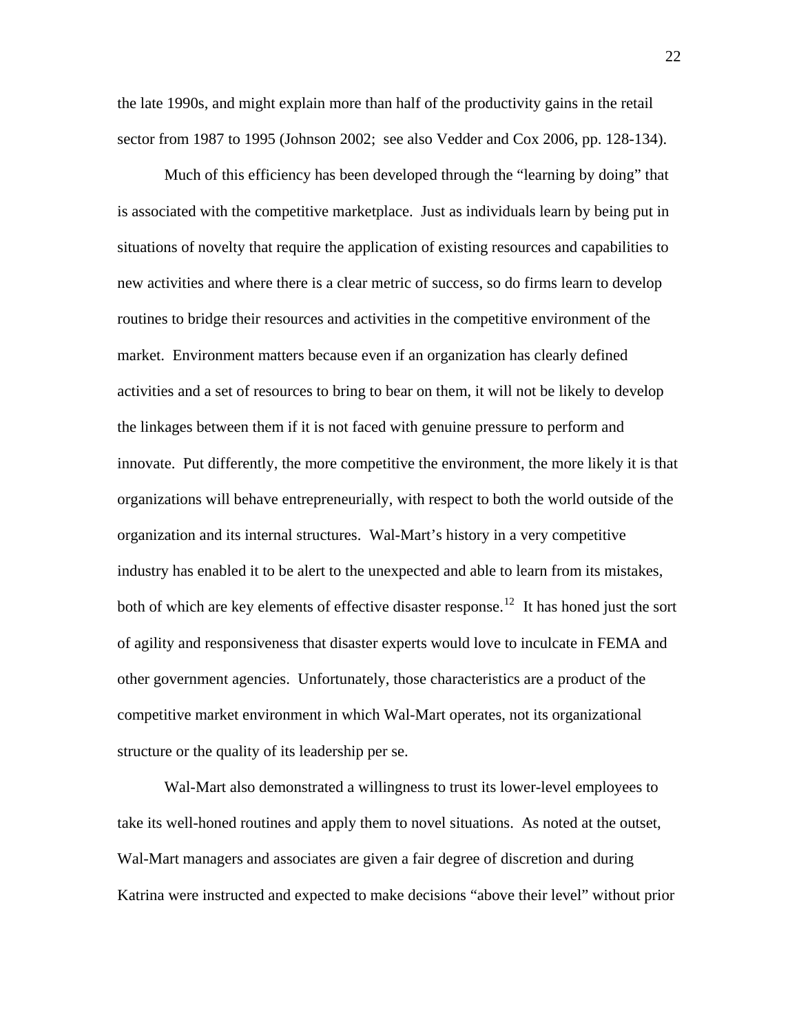the late 1990s, and might explain more than half of the productivity gains in the retail sector from 1987 to 1995 (Johnson 2002; see also Vedder and Cox 2006, pp. 128-134).

Much of this efficiency has been developed through the "learning by doing" that is associated with the competitive marketplace. Just as individuals learn by being put in situations of novelty that require the application of existing resources and capabilities to new activities and where there is a clear metric of success, so do firms learn to develop routines to bridge their resources and activities in the competitive environment of the market. Environment matters because even if an organization has clearly defined activities and a set of resources to bring to bear on them, it will not be likely to develop the linkages between them if it is not faced with genuine pressure to perform and innovate. Put differently, the more competitive the environment, the more likely it is that organizations will behave entrepreneurially, with respect to both the world outside of the organization and its internal structures. Wal-Mart's history in a very competitive industry has enabled it to be alert to the unexpected and able to learn from its mistakes, both of which are key elements of effective disaster response.[12] It has honed just the sort of agility and responsiveness that disaster experts would love to inculcate in FEMA and other government agencies. Unfortunately, those characteristics are a product of the competitive market environment in which Wal-Mart operates, not its organizational structure or the quality of its leadership per se.

Wal-Mart also demonstrated a willingness to trust its lower-level employees to take its well-honed routines and apply them to novel situations. As noted at the outset, Wal-Mart managers and associates are given a fair degree of discretion and during Katrina were instructed and expected to make decisions "above their level" without prior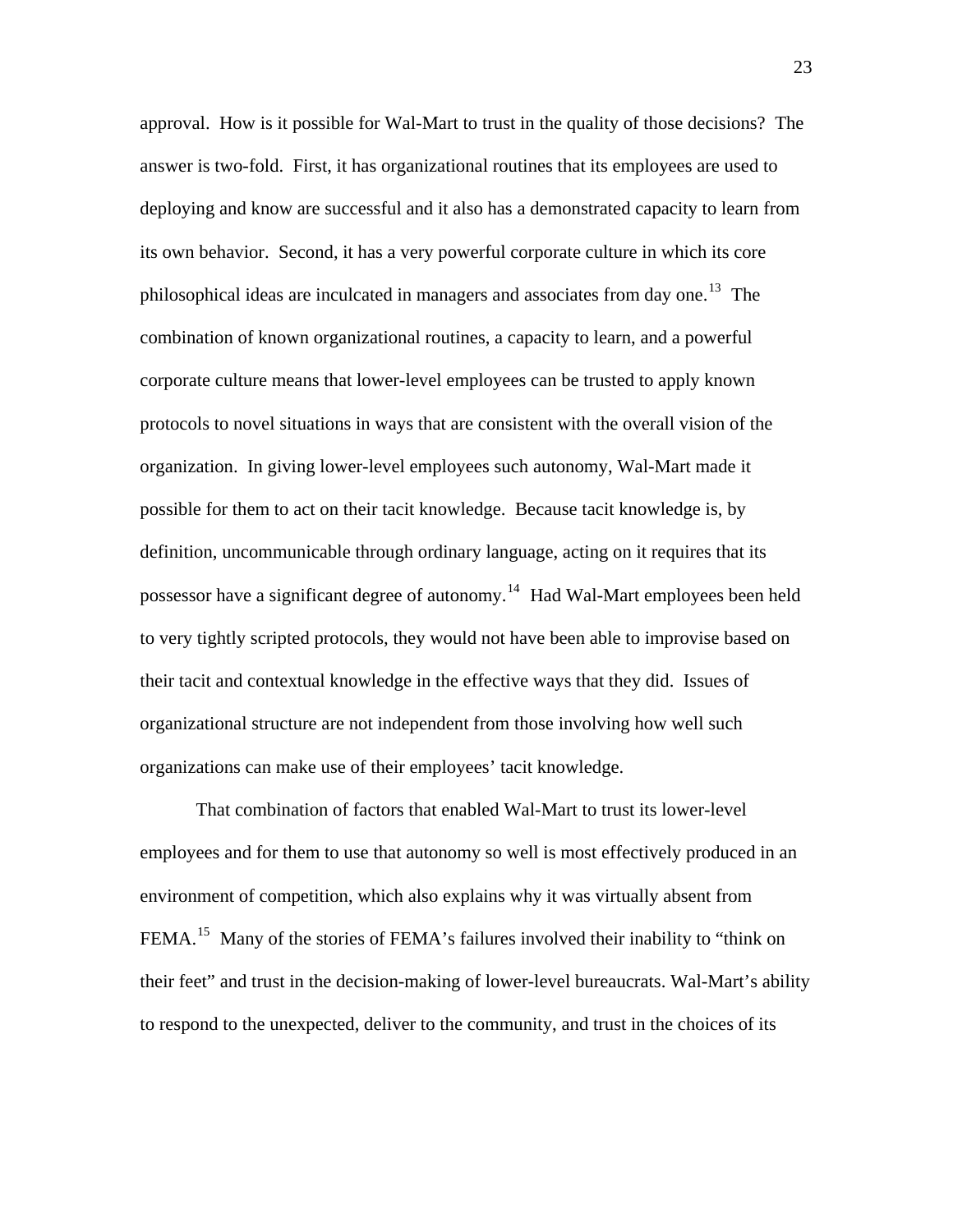approval. How is it possible for Wal-Mart to trust in the quality of those decisions? The answer is two-fold. First, it has organizational routines that its employees are used to deploying and know are successful and it also has a demonstrated capacity to learn from its own behavior. Second, it has a very powerful corporate culture in which its core philosophical ideas are inculcated in managers and associates from day one.[13] The combination of known organizational routines, a capacity to learn, and a powerful corporate culture means that lower-level employees can be trusted to apply known protocols to novel situations in ways that are consistent with the overall vision of the organization. In giving lower-level employees such autonomy, Wal-Mart made it possible for them to act on their tacit knowledge. Because tacit knowledge is, by definition, uncommunicable through ordinary language, acting on it requires that its possessor have a significant degree of autonomy.[14] Had Wal-Mart employees been held to very tightly scripted protocols, they would not have been able to improvise based on their tacit and contextual knowledge in the effective ways that they did. Issues of organizational structure are not independent from those involving how well such organizations can make use of their employees' tacit knowledge.

That combination of factors that enabled Wal-Mart to trust its lower-level employees and for them to use that autonomy so well is most effectively produced in an environment of competition, which also explains why it was virtually absent from FEMA.[15] Many of the stories of FEMA's failures involved their inability to "think on their feet" and trust in the decision-making of lower-level bureaucrats. Wal-Mart's ability to respond to the unexpected, deliver to the community, and trust in the choices of its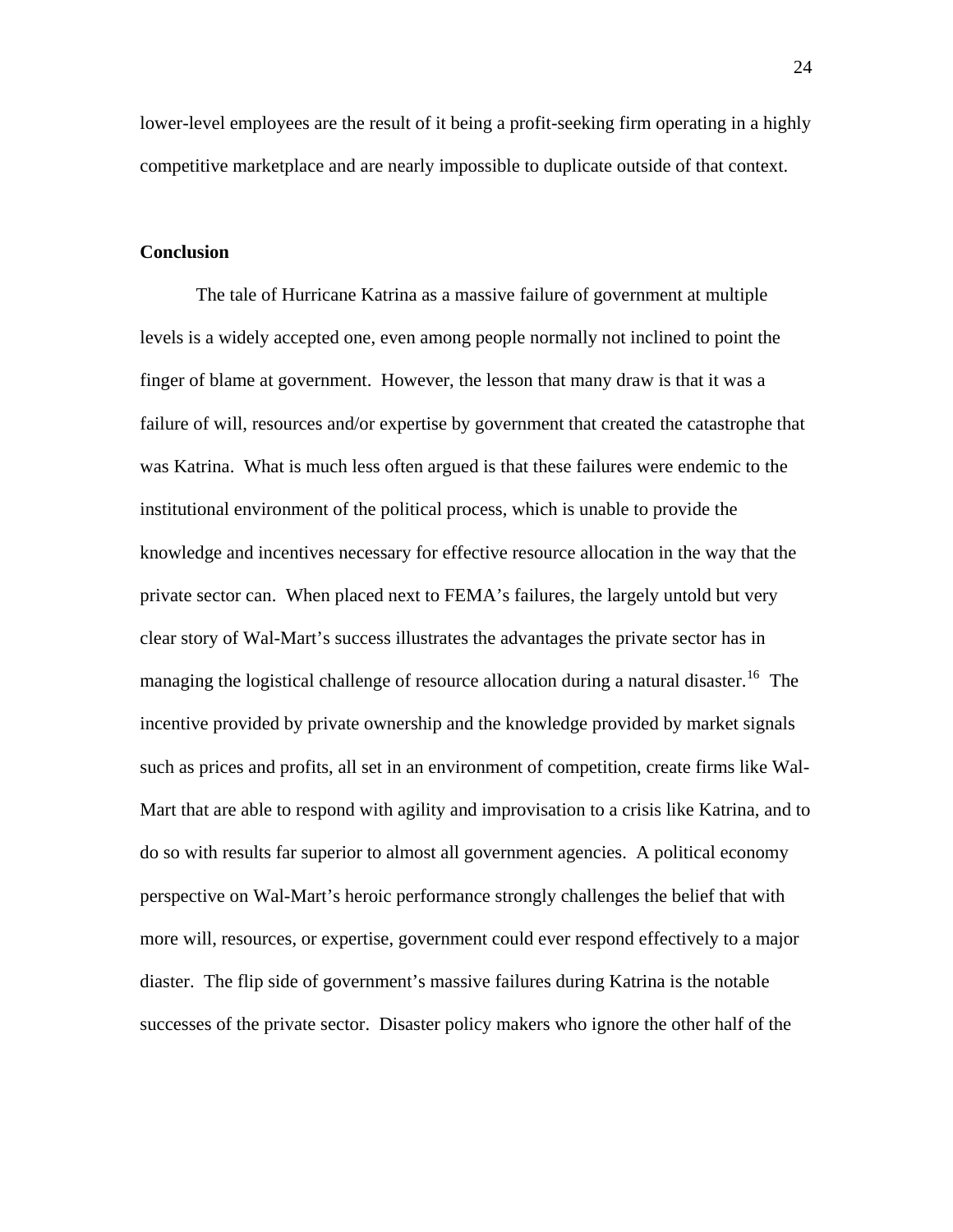lower-level employees are the result of it being a profit-seeking firm operating in a highly competitive marketplace and are nearly impossible to duplicate outside of that context.

## Conclusion

The tale of Hurricane Katrina as a massive failure of government at multiple levels is a widely accepted one, even among people normally not inclined to point the finger of blame at government. However, the lesson that many draw is that it was a failure of will, resources and/or expertise by government that created the catastrophe that was Katrina. What is much less often argued is that these failures were endemic to the institutional environment of the political process, which is unable to provide the knowledge and incentives necessary for effective resource allocation in the way that the private sector can. When placed next to FEMA's failures, the largely untold but very clear story of Wal-Mart's success illustrates the advantages the private sector has in managing the logistical challenge of resource allocation during a natural disaster.[16] The incentive provided by private ownership and the knowledge provided by market signals such as prices and profits, all set in an environment of competition, create firms like Wal-Mart that are able to respond with agility and improvisation to a crisis like Katrina, and to do so with results far superior to almost all government agencies. A political economy perspective on Wal-Mart's heroic performance strongly challenges the belief that with more will, resources, or expertise, government could ever respond effectively to a major diaster. The flip side of government's massive failures during Katrina is the notable successes of the private sector. Disaster policy makers who ignore the other half of the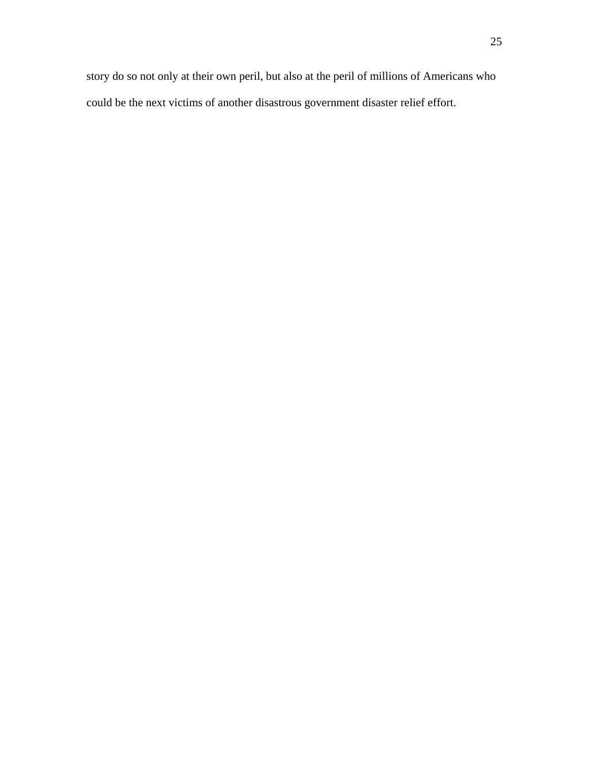story do so not only at their own peril, but also at the peril of millions of Americans who could be the next victims of another disastrous government disaster relief effort.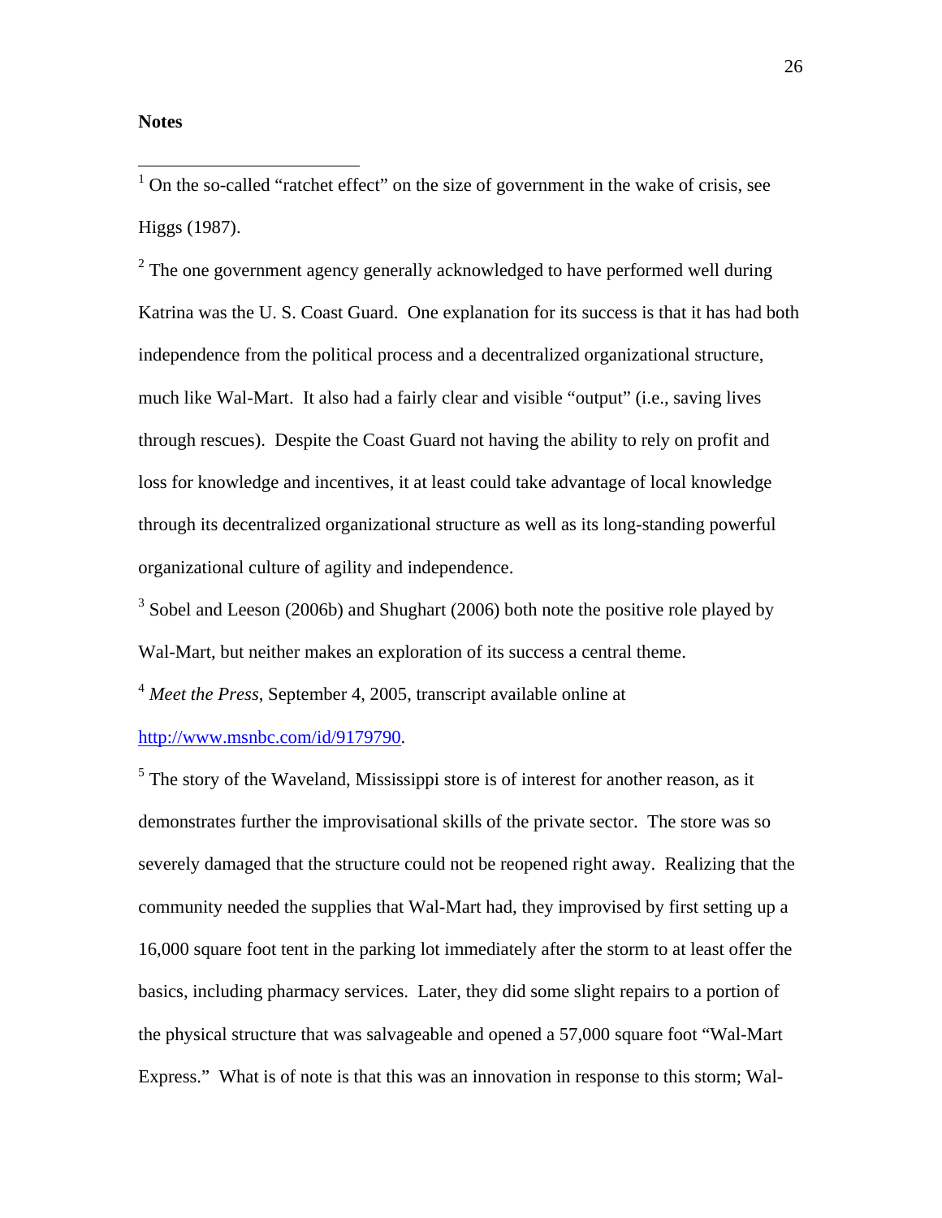**Notes**

[1] On the so-called "ratchet effect" on the size of government in the wake of crisis, see Higgs (1987).

[2] The one government agency generally acknowledged to have performed well during Katrina was the U. S. Coast Guard. One explanation for its success is that it has had both independence from the political process and a decentralized organizational structure, much like Wal-Mart. It also had a fairly clear and visible "output" (i.e., saving lives through rescues). Despite the Coast Guard not having the ability to rely on profit and loss for knowledge and incentives, it at least could take advantage of local knowledge through its decentralized organizational structure as well as its long-standing powerful organizational culture of agility and independence.

[3] Sobel and Leeson (2006b) and Shughart (2006) both note the positive role played by Wal-Mart, but neither makes an exploration of its success a central theme.

[4] *Meet the Press*, September 4, 2005, transcript available online at http://www.msnbc.com/id/9179790.

[5] The story of the Waveland, Mississippi store is of interest for another reason, as it demonstrates further the improvisational skills of the private sector. The store was so severely damaged that the structure could not be reopened right away. Realizing that the community needed the supplies that Wal-Mart had, they improvised by first setting up a 16,000 square foot tent in the parking lot immediately after the storm to at least offer the basics, including pharmacy services. Later, they did some slight repairs to a portion of the physical structure that was salvageable and opened a 57,000 square foot "Wal-Mart Express." What is of note is that this was an innovation in response to this storm; Wal-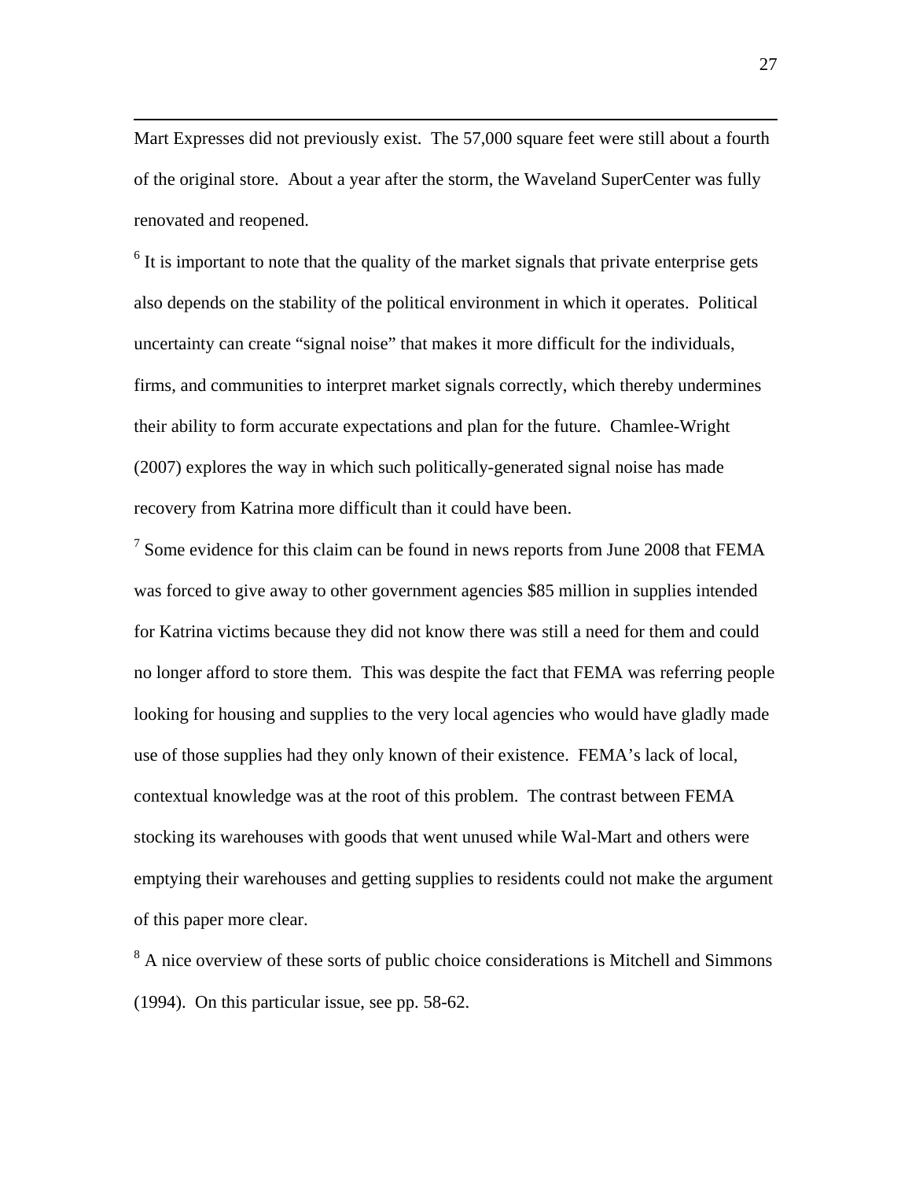Mart Expresses did not previously exist. The 57,000 square feet were still about a fourth of the original store. About a year after the storm, the Waveland SuperCenter was fully renovated and reopened.

[6] It is important to note that the quality of the market signals that private enterprise gets also depends on the stability of the political environment in which it operates. Political uncertainty can create "signal noise" that makes it more difficult for the individuals, firms, and communities to interpret market signals correctly, which thereby undermines their ability to form accurate expectations and plan for the future. Chamlee-Wright (2007) explores the way in which such politically-generated signal noise has made recovery from Katrina more difficult than it could have been.

[7] Some evidence for this claim can be found in news reports from June 2008 that FEMA was forced to give away to other government agencies \$85 million in supplies intended for Katrina victims because they did not know there was still a need for them and could no longer afford to store them. This was despite the fact that FEMA was referring people looking for housing and supplies to the very local agencies who would have gladly made use of those supplies had they only known of their existence. FEMA's lack of local, contextual knowledge was at the root of this problem. The contrast between FEMA stocking its warehouses with goods that went unused while Wal-Mart and others were emptying their warehouses and getting supplies to residents could not make the argument of this paper more clear.

[8] A nice overview of these sorts of public choice considerations is Mitchell and Simmons (1994). On this particular issue, see pp. 58-62.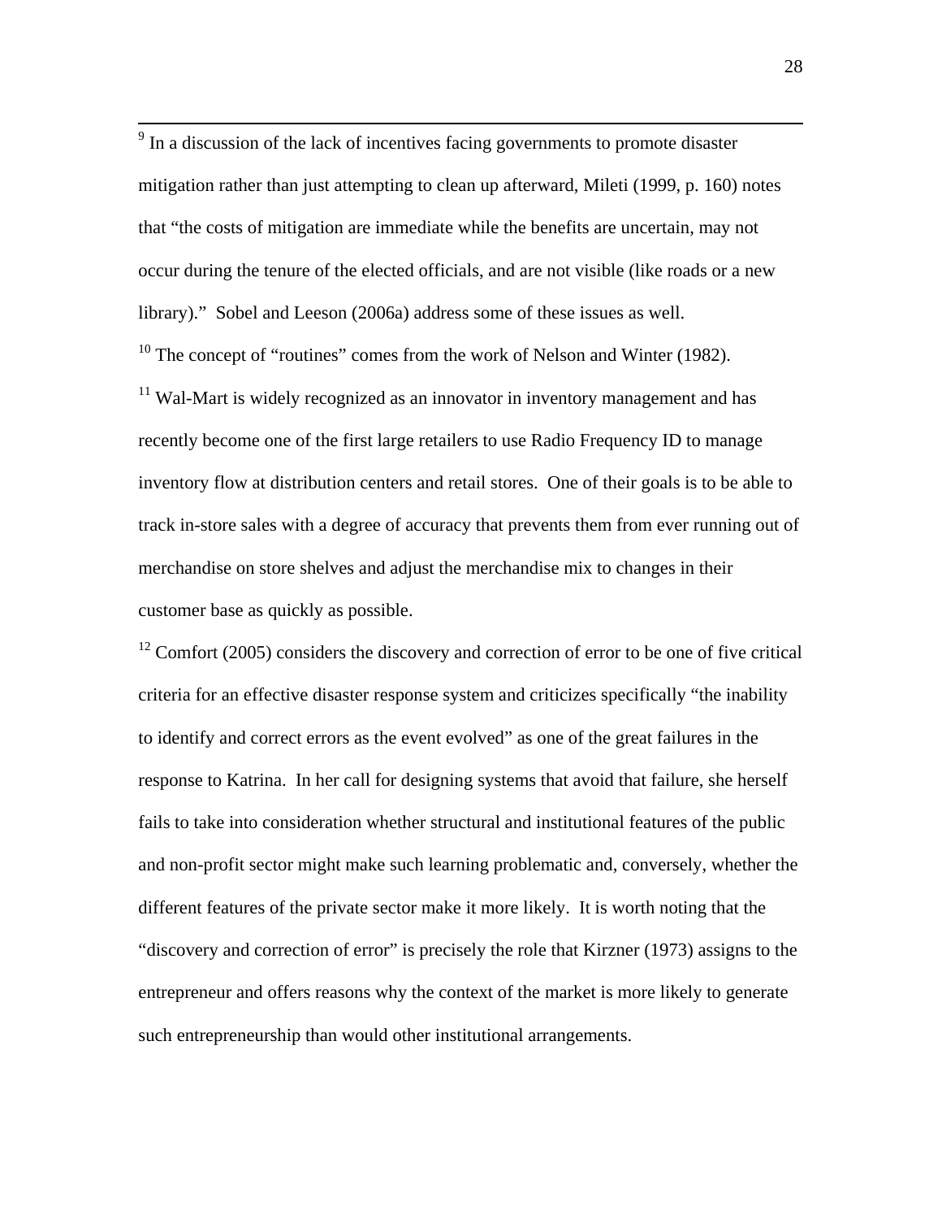[9] In a discussion of the lack of incentives facing governments to promote disaster mitigation rather than just attempting to clean up afterward, Mileti (1999, p. 160) notes that "the costs of mitigation are immediate while the benefits are uncertain, may not occur during the tenure of the elected officials, and are not visible (like roads or a new library)." Sobel and Leeson (2006a) address some of these issues as well.

[10] The concept of "routines" comes from the work of Nelson and Winter (1982).

[11] Wal-Mart is widely recognized as an innovator in inventory management and has recently become one of the first large retailers to use Radio Frequency ID to manage inventory flow at distribution centers and retail stores. One of their goals is to be able to track in-store sales with a degree of accuracy that prevents them from ever running out of merchandise on store shelves and adjust the merchandise mix to changes in their customer base as quickly as possible.

[12] Comfort (2005) considers the discovery and correction of error to be one of five critical criteria for an effective disaster response system and criticizes specifically "the inability to identify and correct errors as the event evolved" as one of the great failures in the response to Katrina. In her call for designing systems that avoid that failure, she herself fails to take into consideration whether structural and institutional features of the public and non-profit sector might make such learning problematic and, conversely, whether the different features of the private sector make it more likely. It is worth noting that the "discovery and correction of error" is precisely the role that Kirzner (1973) assigns to the entrepreneur and offers reasons why the context of the market is more likely to generate such entrepreneurship than would other institutional arrangements.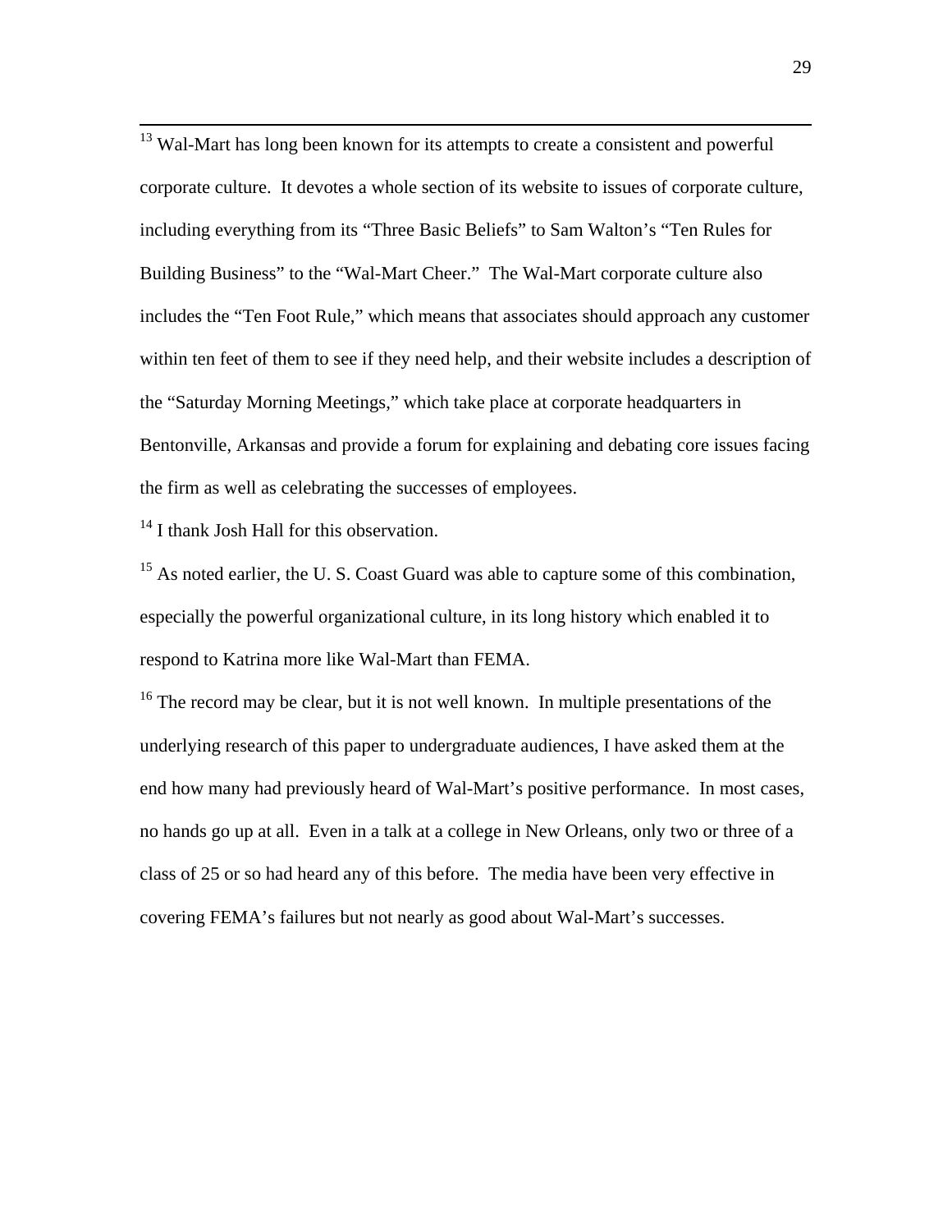[13] Wal-Mart has long been known for its attempts to create a consistent and powerful corporate culture. It devotes a whole section of its website to issues of corporate culture, including everything from its "Three Basic Beliefs" to Sam Walton's "Ten Rules for Building Business" to the "Wal-Mart Cheer." The Wal-Mart corporate culture also includes the "Ten Foot Rule," which means that associates should approach any customer within ten feet of them to see if they need help, and their website includes a description of the "Saturday Morning Meetings," which take place at corporate headquarters in Bentonville, Arkansas and provide a forum for explaining and debating core issues facing the firm as well as celebrating the successes of employees.

[14] I thank Josh Hall for this observation.

[15] As noted earlier, the U. S. Coast Guard was able to capture some of this combination, especially the powerful organizational culture, in its long history which enabled it to respond to Katrina more like Wal-Mart than FEMA.

[16] The record may be clear, but it is not well known. In multiple presentations of the underlying research of this paper to undergraduate audiences, I have asked them at the end how many had previously heard of Wal-Mart's positive performance. In most cases, no hands go up at all. Even in a talk at a college in New Orleans, only two or three of a class of 25 or so had heard any of this before. The media have been very effective in covering FEMA's failures but not nearly as good about Wal-Mart's successes.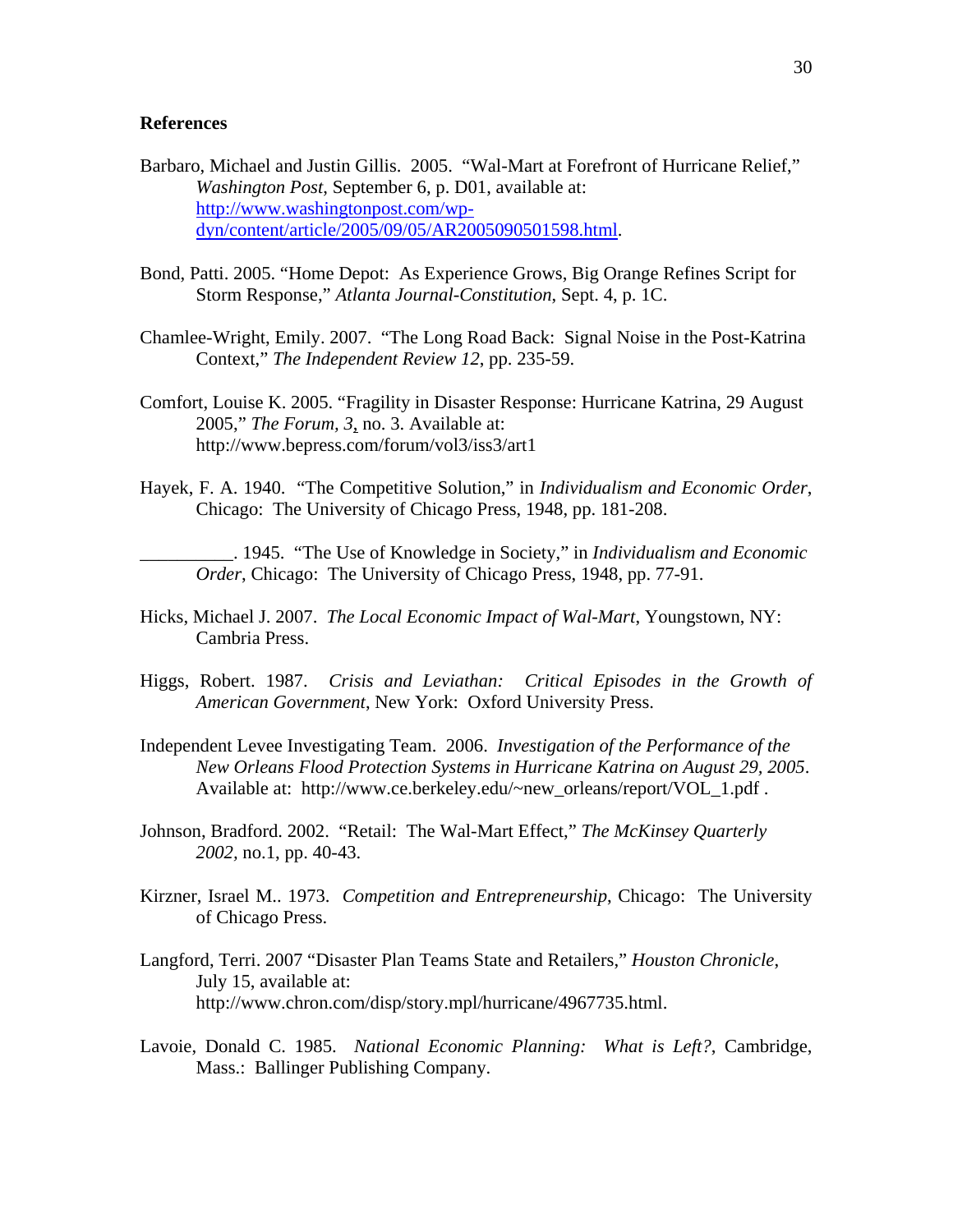**References**

Barbaro, Michael and Justin Gillis. 2005. "Wal-Mart at Forefront of Hurricane Relief," *Washington Post*, September 6, p. D01, available at: http://www.washingtonpost.com/wp-dyn/content/article/2005/09/05/AR2005090501598.html.

Bond, Patti. 2005. "Home Depot: As Experience Grows, Big Orange Refines Script for Storm Response," *Atlanta Journal-Constitution*, Sept. 4, p. 1C.

Chamlee-Wright, Emily. 2007. "The Long Road Back: Signal Noise in the Post-Katrina Context," *The Independent Review 12*, pp. 235-59.

Comfort, Louise K. 2005. "Fragility in Disaster Response: Hurricane Katrina, 29 August 2005," *The Forum, 3*, no. 3. Available at: http://www.bepress.com/forum/vol3/iss3/art1

Hayek, F. A. 1940. "The Competitive Solution," in *Individualism and Economic Order*, Chicago: The University of Chicago Press, 1948, pp. 181-208.

__________. 1945. "The Use of Knowledge in Society," in *Individualism and Economic Order*, Chicago: The University of Chicago Press, 1948, pp. 77-91.

Hicks, Michael J. 2007. *The Local Economic Impact of Wal-Mart*, Youngstown, NY: Cambria Press.

Higgs, Robert. 1987. *Crisis and Leviathan: Critical Episodes in the Growth of American Government*, New York: Oxford University Press.

Independent Levee Investigating Team. 2006. *Investigation of the Performance of the New Orleans Flood Protection Systems in Hurricane Katrina on August 29, 2005*. Available at: http://www.ce.berkeley.edu/~new_orleans/report/VOL_1.pdf .

Johnson, Bradford. 2002. "Retail: The Wal-Mart Effect," *The McKinsey Quarterly 2002*, no.1, pp. 40-43.

Kirzner, Israel M.. 1973. *Competition and Entrepreneurship*, Chicago: The University of Chicago Press.

Langford, Terri. 2007 "Disaster Plan Teams State and Retailers," *Houston Chronicle*, July 15, available at: http://www.chron.com/disp/story.mpl/hurricane/4967735.html.

Lavoie, Donald C. 1985. *National Economic Planning: What is Left?*, Cambridge, Mass.: Ballinger Publishing Company.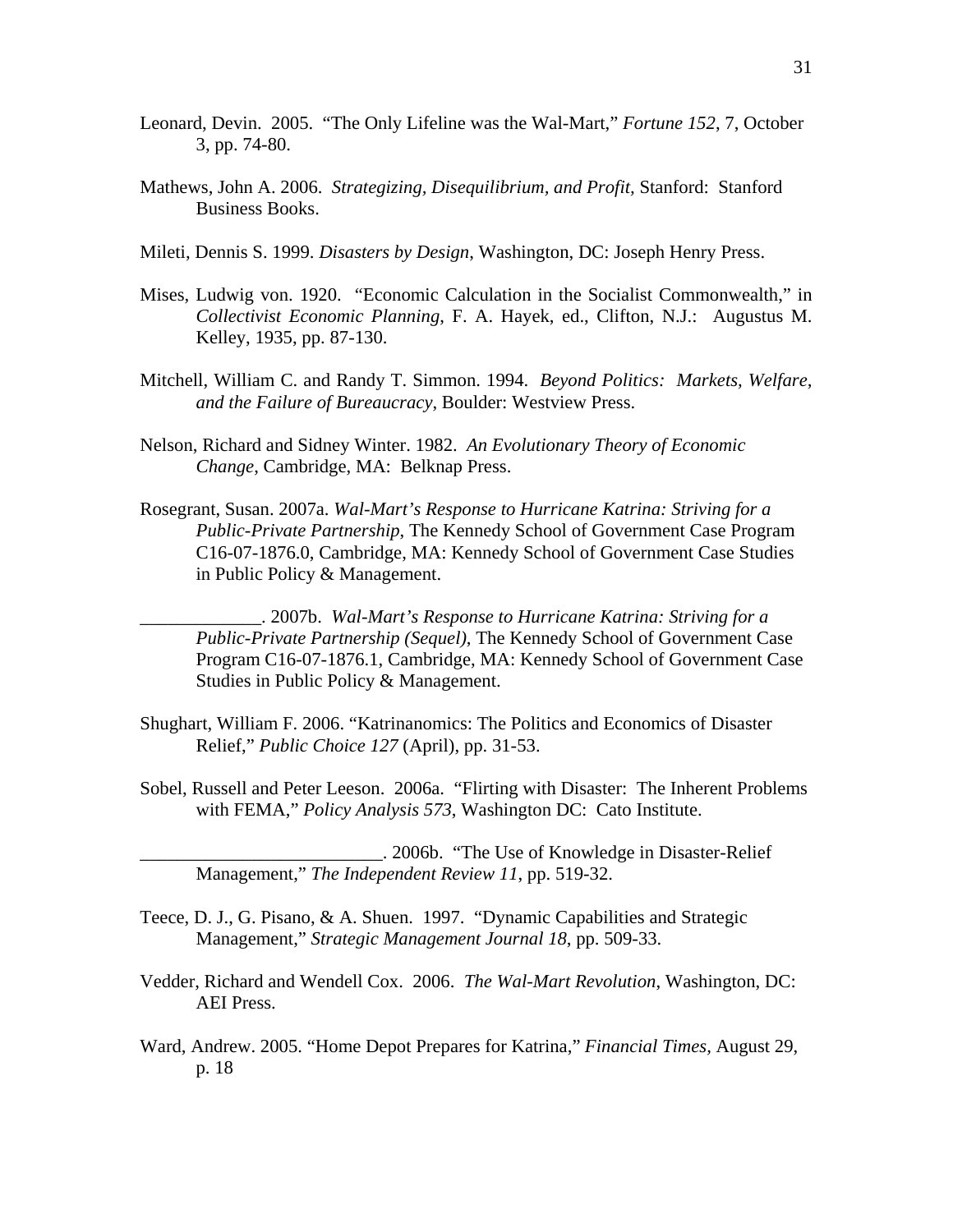Leonard, Devin. 2005. "The Only Lifeline was the Wal-Mart," *Fortune 152*, 7, October 3, pp. 74-80.

Mathews, John A. 2006. *Strategizing, Disequilibrium, and Profit*, Stanford: Stanford Business Books.

Mileti, Dennis S. 1999. *Disasters by Design*, Washington, DC: Joseph Henry Press.

Mises, Ludwig von. 1920. "Economic Calculation in the Socialist Commonwealth," in *Collectivist Economic Planning*, F. A. Hayek, ed., Clifton, N.J.: Augustus M. Kelley, 1935, pp. 87-130.

Mitchell, William C. and Randy T. Simmon. 1994. *Beyond Politics: Markets, Welfare, and the Failure of Bureaucracy*, Boulder: Westview Press.

Nelson, Richard and Sidney Winter. 1982. *An Evolutionary Theory of Economic Change*, Cambridge, MA: Belknap Press.

Rosegrant, Susan. 2007a. *Wal-Mart's Response to Hurricane Katrina: Striving for a Public-Private Partnership*, The Kennedy School of Government Case Program C16-07-1876.0, Cambridge, MA: Kennedy School of Government Case Studies in Public Policy & Management.

_____________. 2007b. *Wal-Mart's Response to Hurricane Katrina: Striving for a Public-Private Partnership (Sequel)*, The Kennedy School of Government Case Program C16-07-1876.1, Cambridge, MA: Kennedy School of Government Case Studies in Public Policy & Management.

Shughart, William F. 2006. "Katrinanomics: The Politics and Economics of Disaster Relief," *Public Choice 127* (April), pp. 31-53.

Sobel, Russell and Peter Leeson. 2006a. "Flirting with Disaster: The Inherent Problems with FEMA," *Policy Analysis 573*, Washington DC: Cato Institute.

__________________________. 2006b. "The Use of Knowledge in Disaster-Relief Management," *The Independent Review 11*, pp. 519-32.

Teece, D. J., G. Pisano, & A. Shuen. 1997. "Dynamic Capabilities and Strategic Management," *Strategic Management Journal 18*, pp. 509-33.

Vedder, Richard and Wendell Cox. 2006. *The Wal-Mart Revolution*, Washington, DC: AEI Press.

Ward, Andrew. 2005. "Home Depot Prepares for Katrina," *Financial Times*, August 29, p. 18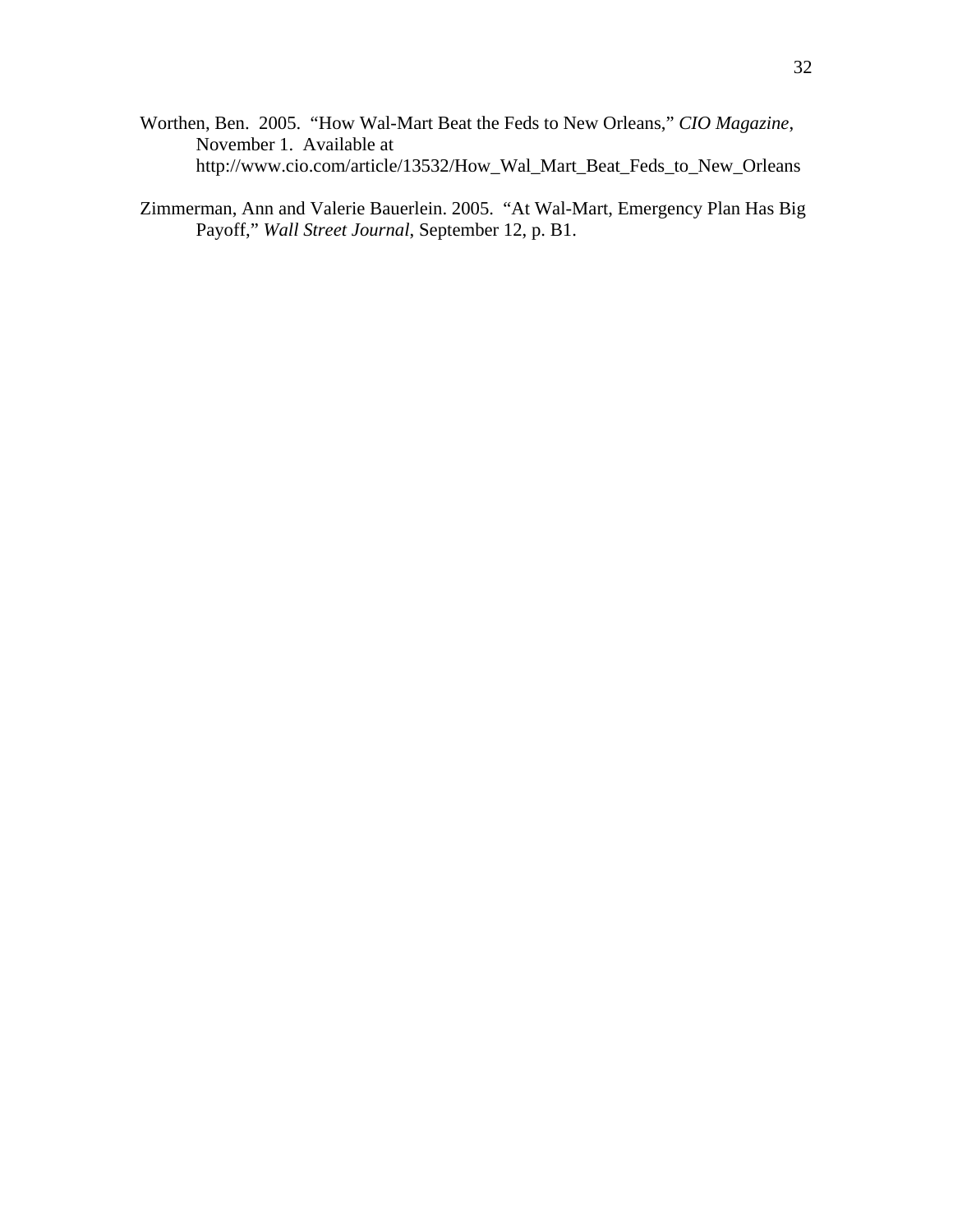Worthen, Ben. 2005. "How Wal-Mart Beat the Feds to New Orleans," *CIO Magazine*, November 1. Available at http://www.cio.com/article/13532/How_Wal_Mart_Beat_Feds_to_New_Orleans

Zimmerman, Ann and Valerie Bauerlein. 2005. "At Wal-Mart, Emergency Plan Has Big Payoff," *Wall Street Journal*, September 12, p. B1.